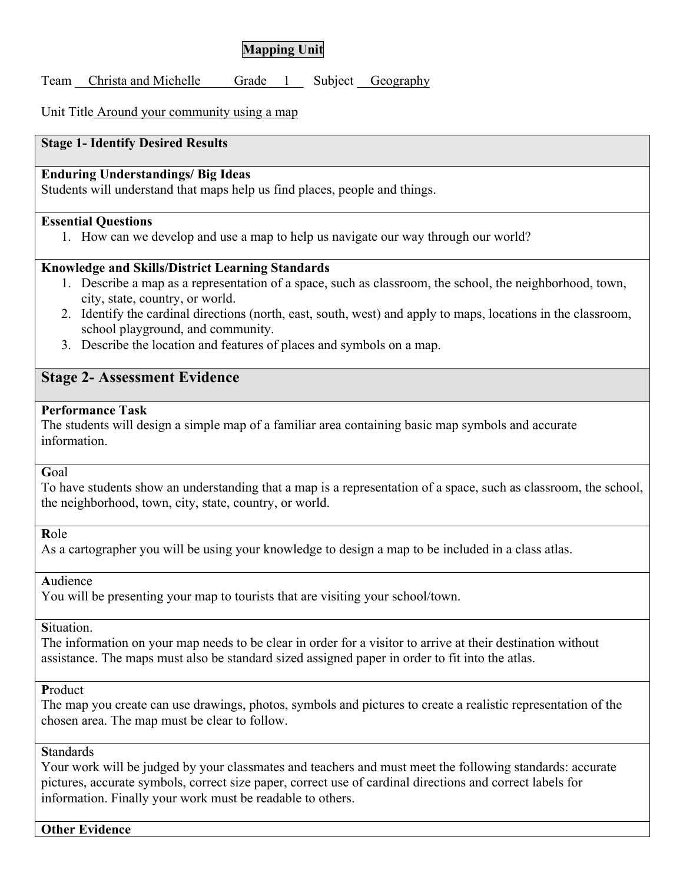# Mapping Unit

Team Christa and Michelle Grade 1 Subject Geography

Unit Title Around your community using a map

## Stage 1- Identify Desired Results

**Enduring Understandings/ Big Ideas**

Students will understand that maps help us find places, people and things.

**Essential Questions**

1. How can we develop and use a map to help us navigate our way through our world?

**Knowledge and Skills/District Learning Standards**

1. Describe a map as a representation of a space, such as classroom, the school, the neighborhood, town, city, state, country, or world.
2. Identify the cardinal directions (north, east, south, west) and apply to maps, locations in the classroom, school playground, and community.
3. Describe the location and features of places and symbols on a map.

## Stage 2- Assessment Evidence

**Performance Task**

The students will design a simple map of a familiar area containing basic map symbols and accurate information.

**G**oal

To have students show an understanding that a map is a representation of a space, such as classroom, the school, the neighborhood, town, city, state, country, or world.

**R**ole

As a cartographer you will be using your knowledge to design a map to be included in a class atlas.

**A**udience

You will be presenting your map to tourists that are visiting your school/town.

**S**ituation.

The information on your map needs to be clear in order for a visitor to arrive at their destination without assistance. The maps must also be standard sized assigned paper in order to fit into the atlas.

**P**roduct

The map you create can use drawings, photos, symbols and pictures to create a realistic representation of the chosen area. The map must be clear to follow.

**S**tandards

Your work will be judged by your classmates and teachers and must meet the following standards: accurate pictures, accurate symbols, correct size paper, correct use of cardinal directions and correct labels for information. Finally your work must be readable to others.

**Other Evidence**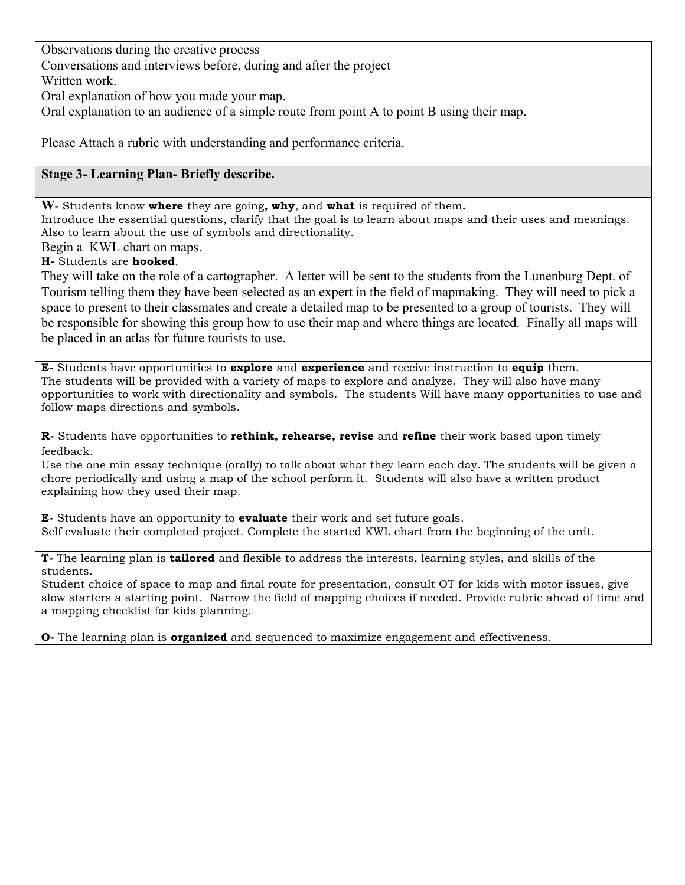Observations during the creative process
Conversations and interviews before, during and after the project
Written work.
Oral explanation of how you made your map.
Oral explanation to an audience of a simple route from point A to point B using their map.

Please Attach a rubric with understanding and performance criteria.

**Stage 3- Learning Plan- Briefly describe.**

**W-** Students know **where** they are going**, why**, and **what** is required of them**.**
Introduce the essential questions, clarify that the goal is to learn about maps and their uses and meanings. Also to learn about the use of symbols and directionality.
Begin a KWL chart on maps.

**H-** Students are **hooked**.
They will take on the role of a cartographer. A letter will be sent to the students from the Lunenburg Dept. of Tourism telling them they have been selected as an expert in the field of mapmaking. They will need to pick a space to present to their classmates and create a detailed map to be presented to a group of tourists. They will be responsible for showing this group how to use their map and where things are located. Finally all maps will be placed in an atlas for future tourists to use.

**E-** Students have opportunities to **explore** and **experience** and receive instruction to **equip** them.
The students will be provided with a variety of maps to explore and analyze. They will also have many opportunities to work with directionality and symbols. The students Will have many opportunities to use and follow maps directions and symbols.

**R-** Students have opportunities to **rethink, rehearse, revise** and **refine** their work based upon timely feedback.
Use the one min essay technique (orally) to talk about what they learn each day. The students will be given a chore periodically and using a map of the school perform it. Students will also have a written product explaining how they used their map.

**E-** Students have an opportunity to **evaluate** their work and set future goals.
Self evaluate their completed project. Complete the started KWL chart from the beginning of the unit.

**T-** The learning plan is **tailored** and flexible to address the interests, learning styles, and skills of the students.
Student choice of space to map and final route for presentation, consult OT for kids with motor issues, give slow starters a starting point. Narrow the field of mapping choices if needed. Provide rubric ahead of time and a mapping checklist for kids planning.

**O-** The learning plan is **organized** and sequenced to maximize engagement and effectiveness.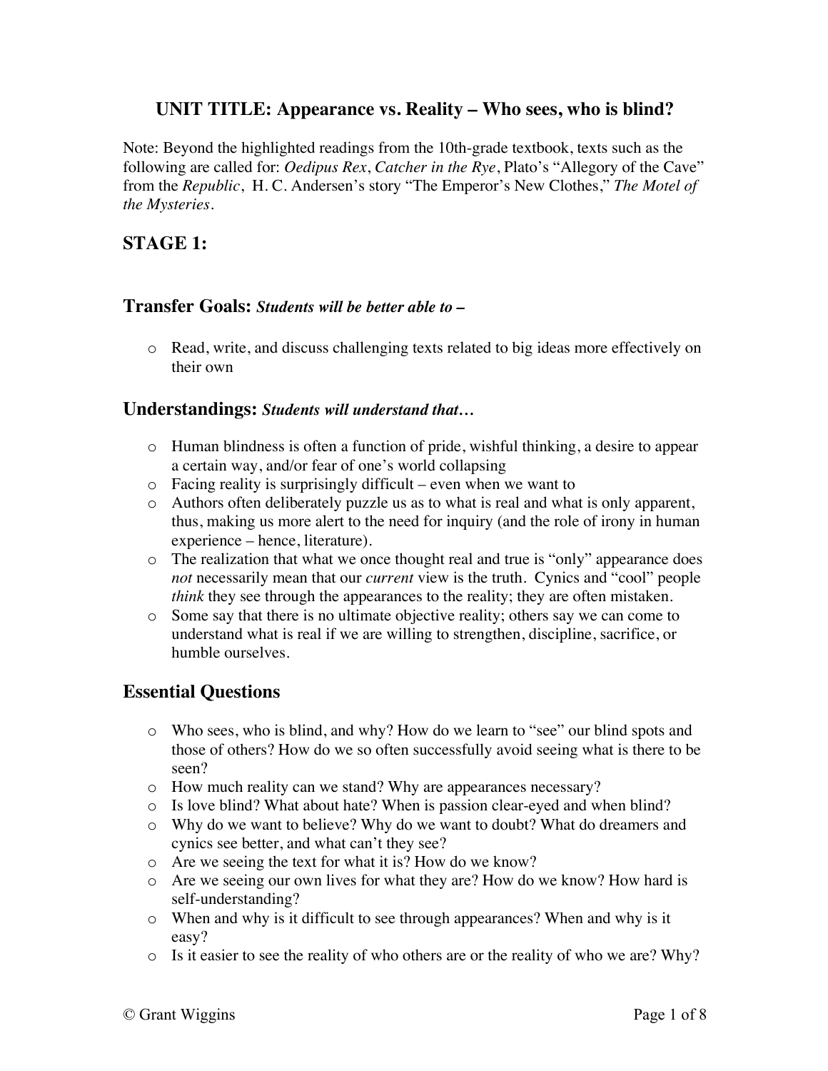# UNIT TITLE: Appearance vs. Reality – Who sees, who is blind?

Note: Beyond the highlighted readings from the 10th-grade textbook, texts such as the following are called for: *Oedipus Rex*, *Catcher in the Rye*, Plato's "Allegory of the Cave" from the *Republic*, H. C. Andersen's story "The Emperor's New Clothes," *The Motel of the Mysteries*.

## STAGE 1:

### Transfer Goals: *Students will be better able to –*

- Read, write, and discuss challenging texts related to big ideas more effectively on their own

### Understandings: *Students will understand that…*

- Human blindness is often a function of pride, wishful thinking, a desire to appear a certain way, and/or fear of one's world collapsing
- Facing reality is surprisingly difficult – even when we want to
- Authors often deliberately puzzle us as to what is real and what is only apparent, thus, making us more alert to the need for inquiry (and the role of irony in human experience – hence, literature).
- The realization that what we once thought real and true is "only" appearance does *not* necessarily mean that our *current* view is the truth. Cynics and "cool" people *think* they see through the appearances to the reality; they are often mistaken.
- Some say that there is no ultimate objective reality; others say we can come to understand what is real if we are willing to strengthen, discipline, sacrifice, or humble ourselves.

### Essential Questions

- Who sees, who is blind, and why? How do we learn to "see" our blind spots and those of others? How do we so often successfully avoid seeing what is there to be seen?
- How much reality can we stand? Why are appearances necessary?
- Is love blind? What about hate? When is passion clear-eyed and when blind?
- Why do we want to believe? Why do we want to doubt? What do dreamers and cynics see better, and what can't they see?
- Are we seeing the text for what it is? How do we know?
- Are we seeing our own lives for what they are? How do we know? How hard is self-understanding?
- When and why is it difficult to see through appearances? When and why is it easy?
- Is it easier to see the reality of who others are or the reality of who we are? Why?

© Grant Wiggins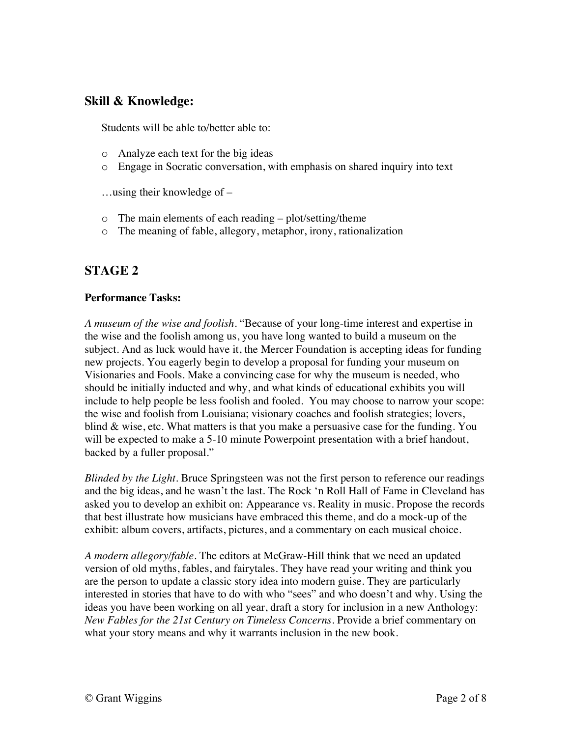## Skill & Knowledge:

Students will be able to/better able to:

- Analyze each text for the big ideas
- Engage in Socratic conversation, with emphasis on shared inquiry into text

…using their knowledge of –

- The main elements of each reading – plot/setting/theme
- The meaning of fable, allegory, metaphor, irony, rationalization

## STAGE 2

**Performance Tasks:**

*A museum of the wise and foolish*. "Because of your long-time interest and expertise in the wise and the foolish among us, you have long wanted to build a museum on the subject. And as luck would have it, the Mercer Foundation is accepting ideas for funding new projects. You eagerly begin to develop a proposal for funding your museum on Visionaries and Fools. Make a convincing case for why the museum is needed, who should be initially inducted and why, and what kinds of educational exhibits you will include to help people be less foolish and fooled. You may choose to narrow your scope: the wise and foolish from Louisiana; visionary coaches and foolish strategies; lovers, blind & wise, etc. What matters is that you make a persuasive case for the funding. You will be expected to make a 5-10 minute Powerpoint presentation with a brief handout, backed by a fuller proposal."

*Blinded by the Light*. Bruce Springsteen was not the first person to reference our readings and the big ideas, and he wasn't the last. The Rock 'n Roll Hall of Fame in Cleveland has asked you to develop an exhibit on: Appearance vs. Reality in music. Propose the records that best illustrate how musicians have embraced this theme, and do a mock-up of the exhibit: album covers, artifacts, pictures, and a commentary on each musical choice.

*A modern allegory/fable*. The editors at McGraw-Hill think that we need an updated version of old myths, fables, and fairytales. They have read your writing and think you are the person to update a classic story idea into modern guise. They are particularly interested in stories that have to do with who "sees" and who doesn't and why. Using the ideas you have been working on all year, draft a story for inclusion in a new Anthology: *New Fables for the 21st Century on Timeless Concerns*. Provide a brief commentary on what your story means and why it warrants inclusion in the new book.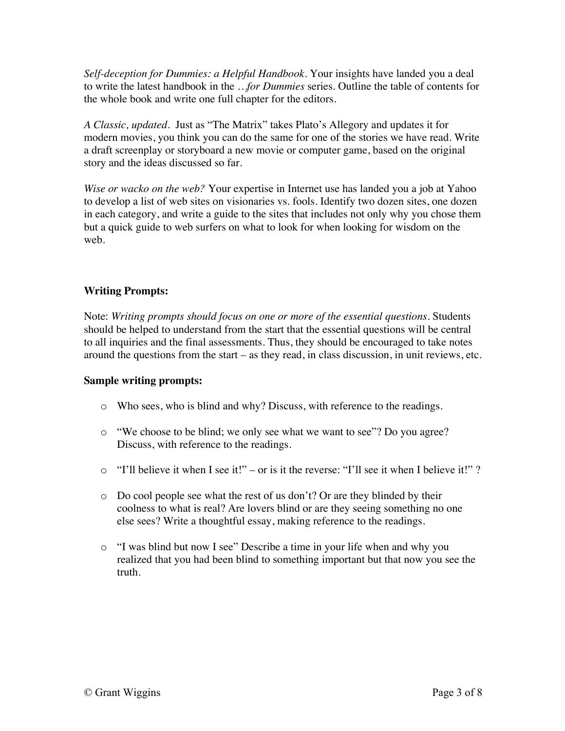*Self-deception for Dummies: a Helpful Handbook*. Your insights have landed you a deal to write the latest handbook in the *…for Dummies* series. Outline the table of contents for the whole book and write one full chapter for the editors.

*A Classic, updated*. Just as "The Matrix" takes Plato's Allegory and updates it for modern movies, you think you can do the same for one of the stories we have read. Write a draft screenplay or storyboard a new movie or computer game, based on the original story and the ideas discussed so far.

*Wise or wacko on the web?* Your expertise in Internet use has landed you a job at Yahoo to develop a list of web sites on visionaries vs. fools. Identify two dozen sites, one dozen in each category, and write a guide to the sites that includes not only why you chose them but a quick guide to web surfers on what to look for when looking for wisdom on the web.

**Writing Prompts:**

Note: *Writing prompts should focus on one or more of the essential questions*. Students should be helped to understand from the start that the essential questions will be central to all inquiries and the final assessments. Thus, they should be encouraged to take notes around the questions from the start – as they read, in class discussion, in unit reviews, etc.

**Sample writing prompts:**

- Who sees, who is blind and why? Discuss, with reference to the readings.
- "We choose to be blind; we only see what we want to see"? Do you agree? Discuss, with reference to the readings.
- "I'll believe it when I see it!" – or is it the reverse: "I'll see it when I believe it!" ?
- Do cool people see what the rest of us don't? Or are they blinded by their coolness to what is real? Are lovers blind or are they seeing something no one else sees? Write a thoughtful essay, making reference to the readings.
- "I was blind but now I see" Describe a time in your life when and why you realized that you had been blind to something important but that now you see the truth.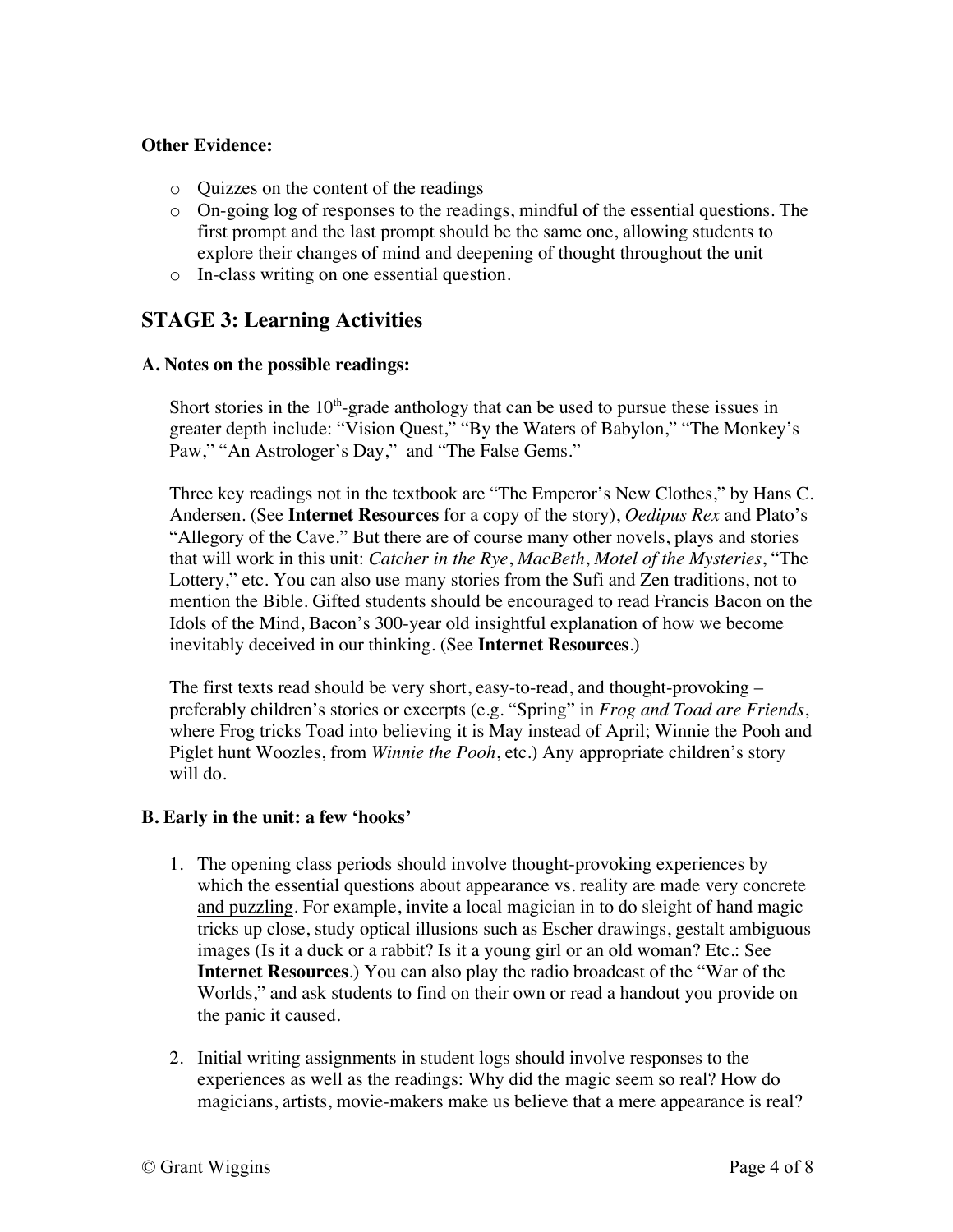**Other Evidence:**

- Quizzes on the content of the readings
- On-going log of responses to the readings, mindful of the essential questions. The first prompt and the last prompt should be the same one, allowing students to explore their changes of mind and deepening of thought throughout the unit
- In-class writing on one essential question.

## STAGE 3: Learning Activities

**A. Notes on the possible readings:**

Short stories in the 10th-grade anthology that can be used to pursue these issues in greater depth include: "Vision Quest," "By the Waters of Babylon," "The Monkey's Paw," "An Astrologer's Day," and "The False Gems."

Three key readings not in the textbook are "The Emperor's New Clothes," by Hans C. Andersen. (See **Internet Resources** for a copy of the story), *Oedipus Rex* and Plato's "Allegory of the Cave." But there are of course many other novels, plays and stories that will work in this unit: *Catcher in the Rye*, *MacBeth*, *Motel of the Mysteries*, "The Lottery," etc. You can also use many stories from the Sufi and Zen traditions, not to mention the Bible. Gifted students should be encouraged to read Francis Bacon on the Idols of the Mind, Bacon's 300-year old insightful explanation of how we become inevitably deceived in our thinking. (See **Internet Resources**.)

The first texts read should be very short, easy-to-read, and thought-provoking – preferably children's stories or excerpts (e.g. "Spring" in *Frog and Toad are Friends*, where Frog tricks Toad into believing it is May instead of April; Winnie the Pooh and Piglet hunt Woozles, from *Winnie the Pooh*, etc.) Any appropriate children's story will do.

**B. Early in the unit: a few 'hooks'**

1. The opening class periods should involve thought-provoking experiences by which the essential questions about appearance vs. reality are made <u>very concrete and puzzling</u>. For example, invite a local magician in to do sleight of hand magic tricks up close, study optical illusions such as Escher drawings, gestalt ambiguous images (Is it a duck or a rabbit? Is it a young girl or an old woman? Etc.: See **Internet Resources**.) You can also play the radio broadcast of the "War of the Worlds," and ask students to find on their own or read a handout you provide on the panic it caused.

2. Initial writing assignments in student logs should involve responses to the experiences as well as the readings: Why did the magic seem so real? How do magicians, artists, movie-makers make us believe that a mere appearance is real?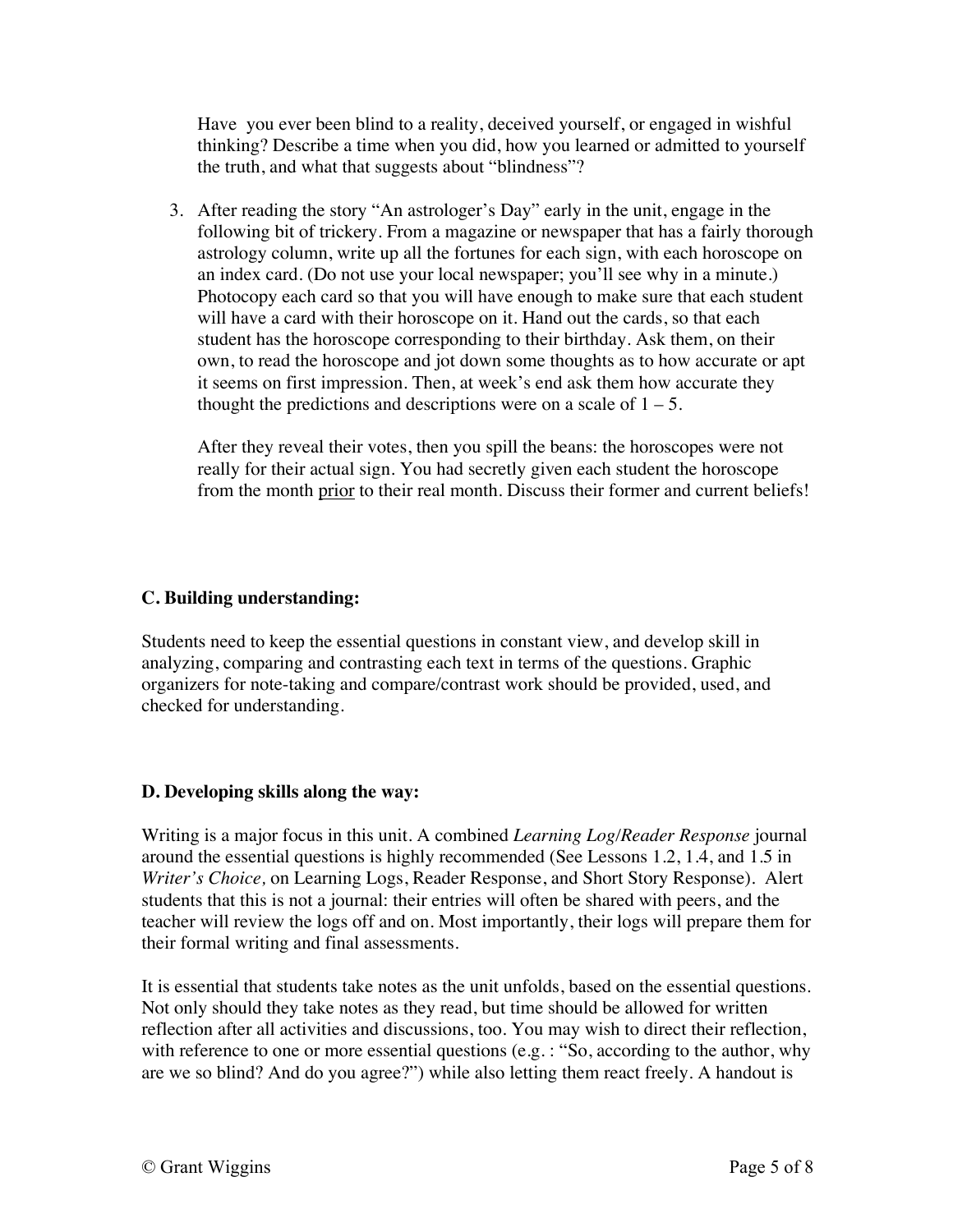Have you ever been blind to a reality, deceived yourself, or engaged in wishful thinking? Describe a time when you did, how you learned or admitted to yourself the truth, and what that suggests about "blindness"?

3. After reading the story "An astrologer's Day" early in the unit, engage in the following bit of trickery. From a magazine or newspaper that has a fairly thorough astrology column, write up all the fortunes for each sign, with each horoscope on an index card. (Do not use your local newspaper; you'll see why in a minute.) Photocopy each card so that you will have enough to make sure that each student will have a card with their horoscope on it. Hand out the cards, so that each student has the horoscope corresponding to their birthday. Ask them, on their own, to read the horoscope and jot down some thoughts as to how accurate or apt it seems on first impression. Then, at week's end ask them how accurate they thought the predictions and descriptions were on a scale of 1 – 5.

   After they reveal their votes, then you spill the beans: the horoscopes were not really for their actual sign. You had secretly given each student the horoscope from the month <u>prior</u> to their real month. Discuss their former and current beliefs!

### C. Building understanding:

Students need to keep the essential questions in constant view, and develop skill in analyzing, comparing and contrasting each text in terms of the questions. Graphic organizers for note-taking and compare/contrast work should be provided, used, and checked for understanding.

### D. Developing skills along the way:

Writing is a major focus in this unit. A combined *Learning Log/Reader Response* journal around the essential questions is highly recommended (See Lessons 1.2, 1.4, and 1.5 in *Writer's Choice,* on Learning Logs, Reader Response, and Short Story Response). Alert students that this is not a journal: their entries will often be shared with peers, and the teacher will review the logs off and on. Most importantly, their logs will prepare them for their formal writing and final assessments.

It is essential that students take notes as the unit unfolds, based on the essential questions. Not only should they take notes as they read, but time should be allowed for written reflection after all activities and discussions, too. You may wish to direct their reflection, with reference to one or more essential questions (e.g. : "So, according to the author, why are we so blind? And do you agree?") while also letting them react freely. A handout is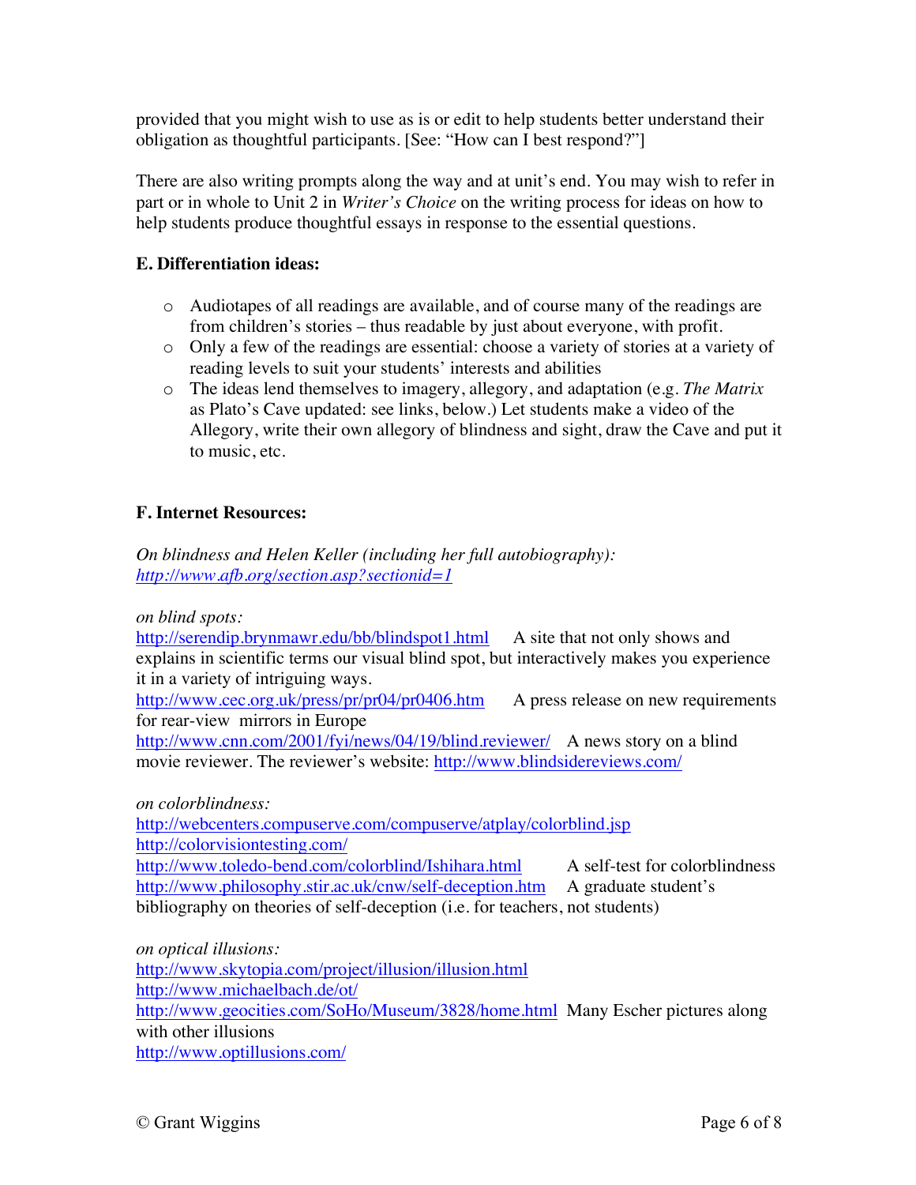provided that you might wish to use as is or edit to help students better understand their obligation as thoughtful participants. [See: "How can I best respond?"]

There are also writing prompts along the way and at unit's end. You may wish to refer in part or in whole to Unit 2 in *Writer's Choice* on the writing process for ideas on how to help students produce thoughtful essays in response to the essential questions.

**E. Differentiation ideas:**

- Audiotapes of all readings are available, and of course many of the readings are from children's stories – thus readable by just about everyone, with profit.
- Only a few of the readings are essential: choose a variety of stories at a variety of reading levels to suit your students' interests and abilities
- The ideas lend themselves to imagery, allegory, and adaptation (e.g. *The Matrix* as Plato's Cave updated: see links, below.) Let students make a video of the Allegory, write their own allegory of blindness and sight, draw the Cave and put it to music, etc.

**F. Internet Resources:**

*On blindness and Helen Keller (including her full autobiography):*
http://www.afb.org/section.asp?sectionid=1

*on blind spots:*
http://serendip.brynmawr.edu/bb/blindspot1.html A site that not only shows and explains in scientific terms our visual blind spot, but interactively makes you experience it in a variety of intriguing ways.
http://www.cec.org.uk/press/pr/pr04/pr0406.htm A press release on new requirements for rear-view mirrors in Europe
http://www.cnn.com/2001/fyi/news/04/19/blind.reviewer/ A news story on a blind movie reviewer. The reviewer's website: http://www.blindsidereviews.com/

*on colorblindness:*
http://webcenters.compuserve.com/compuserve/atplay/colorblind.jsp
http://colorvisiontesting.com/
http://www.toledo-bend.com/colorblind/Ishihara.html A self-test for colorblindness
http://www.philosophy.stir.ac.uk/cnw/self-deception.htm A graduate student's bibliography on theories of self-deception (i.e. for teachers, not students)

*on optical illusions:*
http://www.skytopia.com/project/illusion/illusion.html
http://www.michaelbach.de/ot/
http://www.geocities.com/SoHo/Museum/3828/home.html Many Escher pictures along with other illusions
http://www.optillusions.com/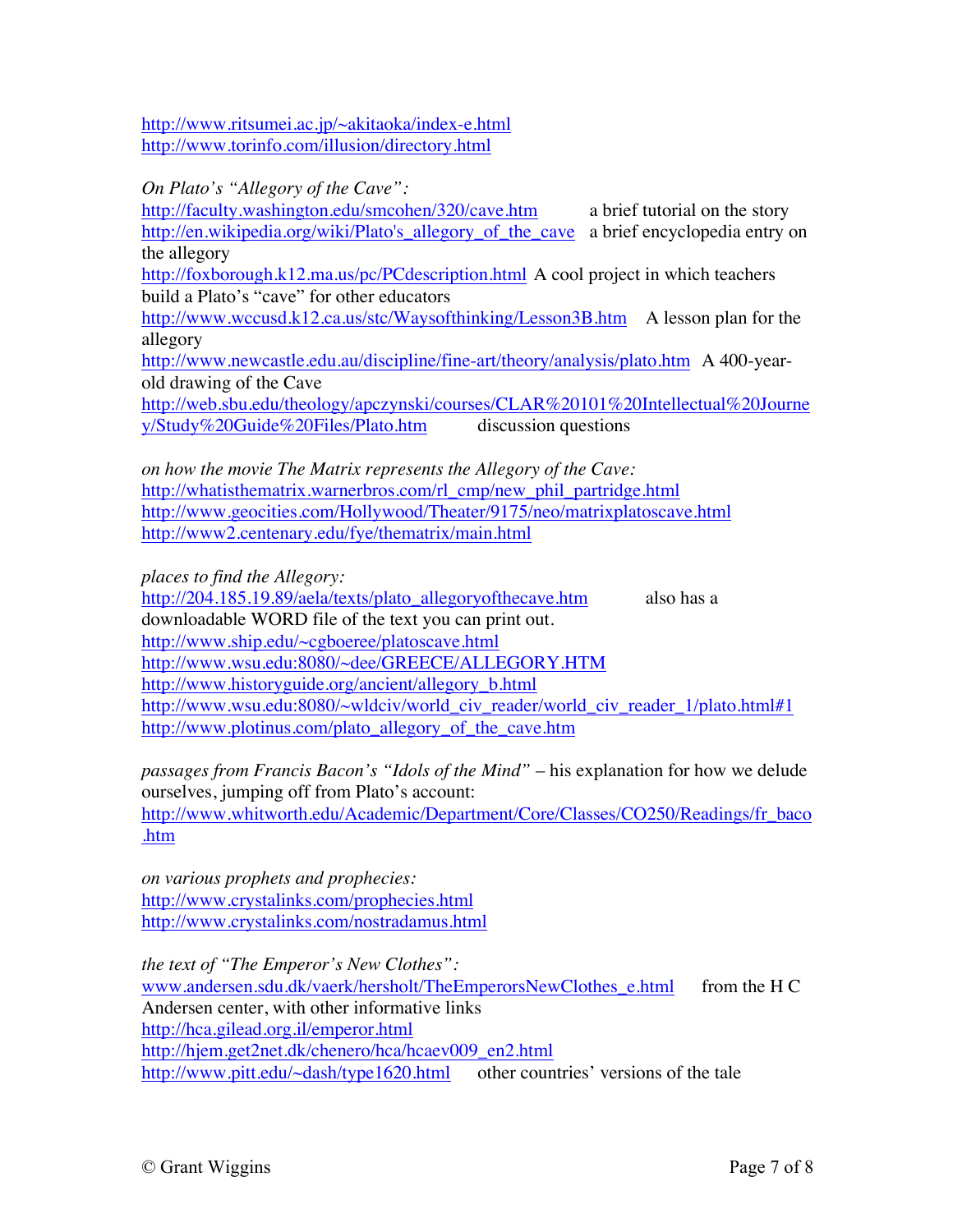http://www.ritsumei.ac.jp/~akitaoka/index-e.html
http://www.torinfo.com/illusion/directory.html

*On Plato's "Allegory of the Cave":*
http://faculty.washington.edu/smcohen/320/cave.htm a brief tutorial on the story
http://en.wikipedia.org/wiki/Plato's_allegory_of_the_cave a brief encyclopedia entry on the allegory
http://foxborough.k12.ma.us/pc/PCdescription.html A cool project in which teachers build a Plato's "cave" for other educators
http://www.wccusd.k12.ca.us/stc/Waysofthinking/Lesson3B.htm A lesson plan for the allegory
http://www.newcastle.edu.au/discipline/fine-art/theory/analysis/plato.htm A 400-year-old drawing of the Cave
http://web.sbu.edu/theology/apczynski/courses/CLAR%20101%20Intellectual%20Journey/Study%20Guide%20Files/Plato.htm discussion questions

*on how the movie The Matrix represents the Allegory of the Cave:*
http://whatisthematrix.warnerbros.com/rl_cmp/new_phil_partridge.html
http://www.geocities.com/Hollywood/Theater/9175/neo/matrixplatoscave.html
http://www2.centenary.edu/fye/thematrix/main.html

*places to find the Allegory:*
http://204.185.19.89/aela/texts/plato_allegoryofthecave.htm also has a downloadable WORD file of the text you can print out.
http://www.ship.edu/~cgboeree/platoscave.html
http://www.wsu.edu:8080/~dee/GREECE/ALLEGORY.HTM
http://www.historyguide.org/ancient/allegory_b.html
http://www.wsu.edu:8080/~wldciv/world_civ_reader/world_civ_reader_1/plato.html#1
http://www.plotinus.com/plato_allegory_of_the_cave.htm

*passages from Francis Bacon's "Idols of the Mind"* – his explanation for how we delude ourselves, jumping off from Plato's account:
http://www.whitworth.edu/Academic/Department/Core/Classes/CO250/Readings/fr_baco.htm

*on various prophets and prophecies:*
http://www.crystalinks.com/prophecies.html
http://www.crystalinks.com/nostradamus.html

*the text of "The Emperor's New Clothes":*
www.andersen.sdu.dk/vaerk/hersholt/TheEmperorsNewClothes_e.html from the H C Andersen center, with other informative links
http://hca.gilead.org.il/emperor.html
http://hjem.get2net.dk/chenero/hca/hcaev009_en2.html
http://www.pitt.edu/~dash/type1620.html other countries' versions of the tale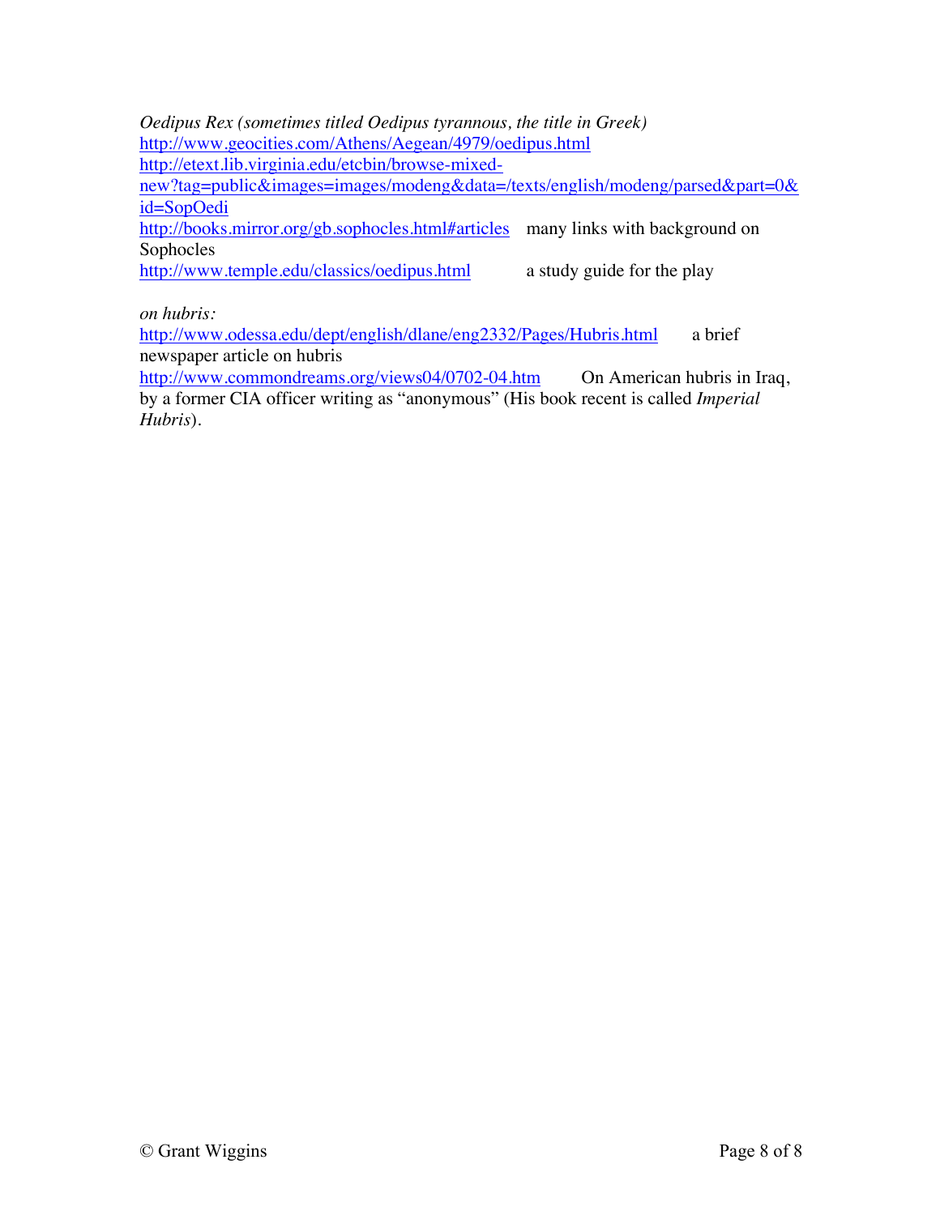*Oedipus Rex (sometimes titled Oedipus tyrannous, the title in Greek)*
http://www.geocities.com/Athens/Aegean/4979/oedipus.html
http://etext.lib.virginia.edu/etcbin/browse-mixed-new?tag=public&images=images/modeng&data=/texts/english/modeng/parsed&part=0&id=SopOedi
http://books.mirror.org/gb.sophocles.html#articles many links with background on Sophocles
http://www.temple.edu/classics/oedipus.html a study guide for the play

*on hubris:*
http://www.odessa.edu/dept/english/dlane/eng2332/Pages/Hubris.html a brief newspaper article on hubris
http://www.commondreams.org/views04/0702-04.htm On American hubris in Iraq, by a former CIA officer writing as "anonymous" (His book recent is called *Imperial Hubris*).

© Grant Wiggins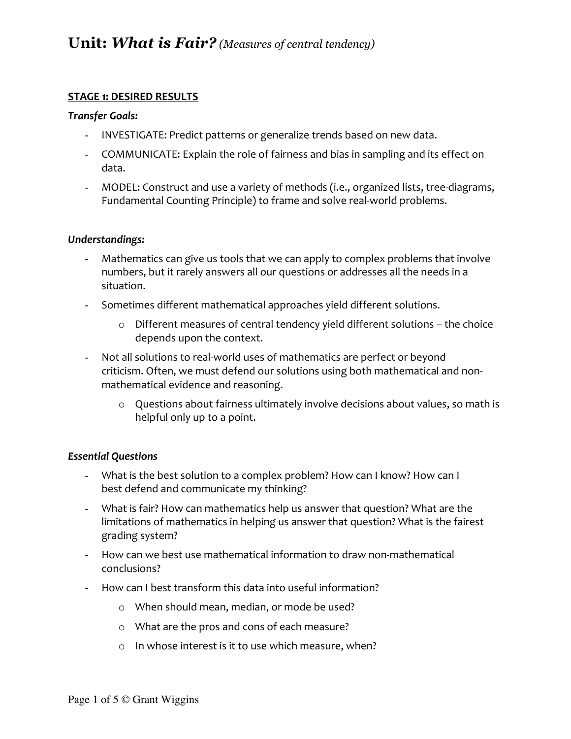# Unit: *What is Fair?* *(Measures of central tendency)*

## STAGE 1: DESIRED RESULTS

***Transfer Goals:***

- INVESTIGATE: Predict patterns or generalize trends based on new data.
- COMMUNICATE: Explain the role of fairness and bias in sampling and its effect on data.
- MODEL: Construct and use a variety of methods (i.e., organized lists, tree-diagrams, Fundamental Counting Principle) to frame and solve real-world problems.

***Understandings:***

- Mathematics can give us tools that we can apply to complex problems that involve numbers, but it rarely answers all our questions or addresses all the needs in a situation.
- Sometimes different mathematical approaches yield different solutions.
  - Different measures of central tendency yield different solutions – the choice depends upon the context.
- Not all solutions to real-world uses of mathematics are perfect or beyond criticism. Often, we must defend our solutions using both mathematical and non-mathematical evidence and reasoning.
  - Questions about fairness ultimately involve decisions about values, so math is helpful only up to a point.

***Essential Questions***

- What is the best solution to a complex problem? How can I know? How can I best defend and communicate my thinking?
- What is fair? How can mathematics help us answer that question? What are the limitations of mathematics in helping us answer that question? What is the fairest grading system?
- How can we best use mathematical information to draw non-mathematical conclusions?
- How can I best transform this data into useful information?
  - When should mean, median, or mode be used?
  - What are the pros and cons of each measure?
  - In whose interest is it to use which measure, when?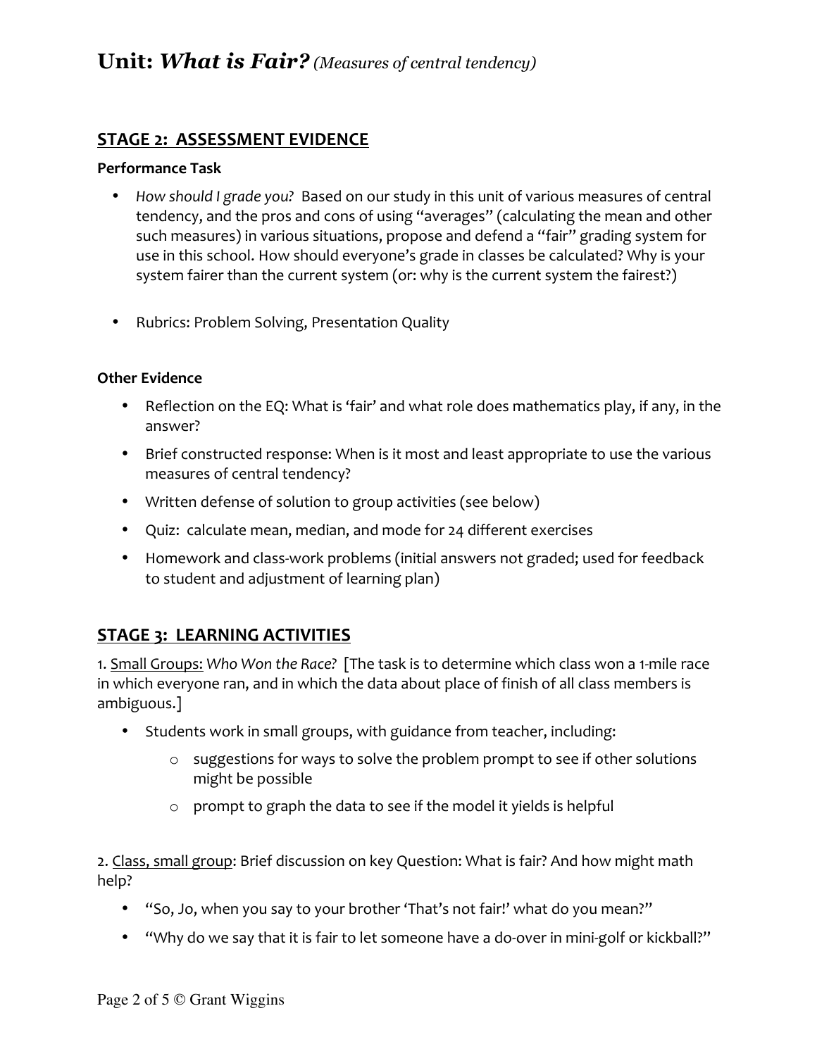# Unit: *What is Fair?* *(Measures of central tendency)*

## STAGE 2: ASSESSMENT EVIDENCE

**Performance Task**

- *How should I grade you?* Based on our study in this unit of various measures of central tendency, and the pros and cons of using "averages" (calculating the mean and other such measures) in various situations, propose and defend a "fair" grading system for use in this school. How should everyone's grade in classes be calculated? Why is your system fairer than the current system (or: why is the current system the fairest?)

- Rubrics: Problem Solving, Presentation Quality

**Other Evidence**

- Reflection on the EQ: What is 'fair' and what role does mathematics play, if any, in the answer?
- Brief constructed response: When is it most and least appropriate to use the various measures of central tendency?
- Written defense of solution to group activities (see below)
- Quiz: calculate mean, median, and mode for 24 different exercises
- Homework and class-work problems (initial answers not graded; used for feedback to student and adjustment of learning plan)

## STAGE 3: LEARNING ACTIVITIES

1. Small Groups: *Who Won the Race?* [The task is to determine which class won a 1-mile race in which everyone ran, and in which the data about place of finish of all class members is ambiguous.]

- Students work in small groups, with guidance from teacher, including:
    - suggestions for ways to solve the problem prompt to see if other solutions might be possible
    - prompt to graph the data to see if the model it yields is helpful

2. Class, small group: Brief discussion on key Question: What is fair? And how might math help?

- "So, Jo, when you say to your brother 'That's not fair!' what do you mean?"
- "Why do we say that it is fair to let someone have a do-over in mini-golf or kickball?"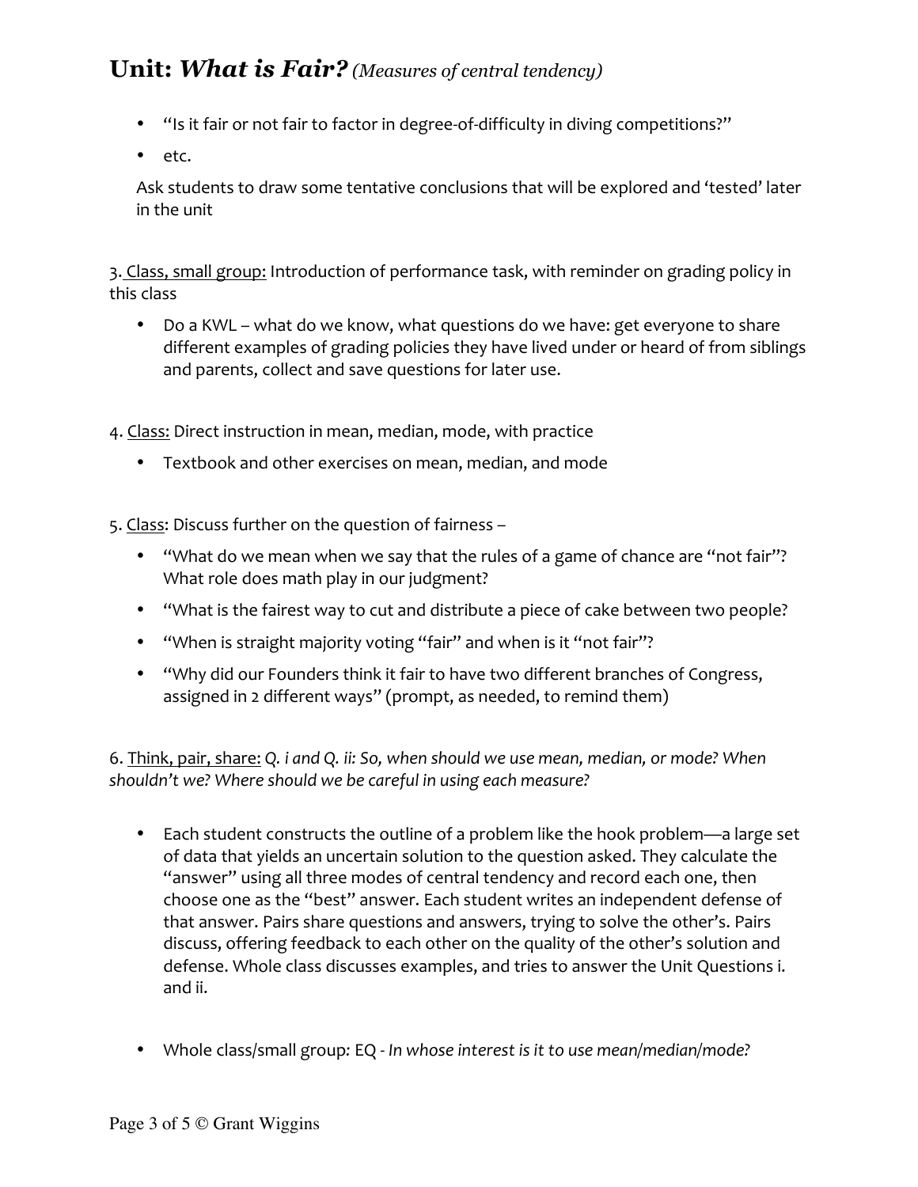# Unit: *What is Fair?* *(Measures of central tendency)*

- "Is it fair or not fair to factor in degree-of-difficulty in diving competitions?"
- etc.

Ask students to draw some tentative conclusions that will be explored and 'tested' later in the unit

3. Class, small group: Introduction of performance task, with reminder on grading policy in this class

- Do a KWL – what do we know, what questions do we have: get everyone to share different examples of grading policies they have lived under or heard of from siblings and parents, collect and save questions for later use.

4. Class: Direct instruction in mean, median, mode, with practice

- Textbook and other exercises on mean, median, and mode

5. Class: Discuss further on the question of fairness –

- "What do we mean when we say that the rules of a game of chance are "not fair"? What role does math play in our judgment?
- "What is the fairest way to cut and distribute a piece of cake between two people?
- "When is straight majority voting "fair" and when is it "not fair"?
- "Why did our Founders think it fair to have two different branches of Congress, assigned in 2 different ways" (prompt, as needed, to remind them)

6. Think, pair, share: *Q. i and Q. ii: So, when should we use mean, median, or mode? When shouldn't we? Where should we be careful in using each measure?*

- Each student constructs the outline of a problem like the hook problem—a large set of data that yields an uncertain solution to the question asked. They calculate the "answer" using all three modes of central tendency and record each one, then choose one as the "best" answer. Each student writes an independent defense of that answer. Pairs share questions and answers, trying to solve the other's. Pairs discuss, offering feedback to each other on the quality of the other's solution and defense. Whole class discusses examples, and tries to answer the Unit Questions i. and ii.

- Whole class/small group: EQ - *In whose interest is it to use mean/median/mode?*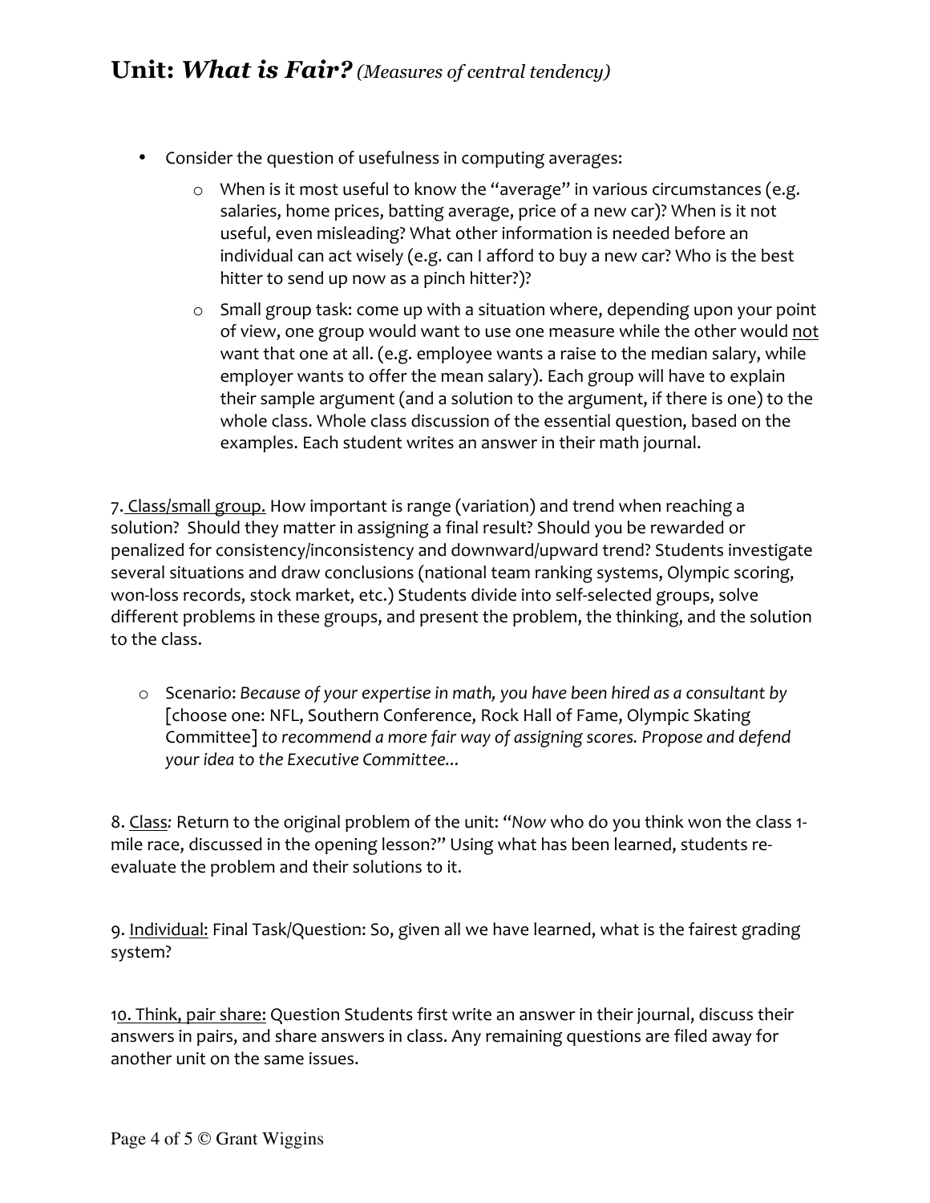- Consider the question of usefulness in computing averages:
  - When is it most useful to know the "average" in various circumstances (e.g. salaries, home prices, batting average, price of a new car)? When is it not useful, even misleading? What other information is needed before an individual can act wisely (e.g. can I afford to buy a new car? Who is the best hitter to send up now as a pinch hitter?)?
  - Small group task: come up with a situation where, depending upon your point of view, one group would want to use one measure while the other would <u>not</u> want that one at all. (e.g. employee wants a raise to the median salary, while employer wants to offer the mean salary). Each group will have to explain their sample argument (and a solution to the argument, if there is one) to the whole class. Whole class discussion of the essential question, based on the examples. Each student writes an answer in their math journal.

7. <u>Class/small group.</u> How important is range (variation) and trend when reaching a solution? Should they matter in assigning a final result? Should you be rewarded or penalized for consistency/inconsistency and downward/upward trend? Students investigate several situations and draw conclusions (national team ranking systems, Olympic scoring, won-loss records, stock market, etc.) Students divide into self-selected groups, solve different problems in these groups, and present the problem, the thinking, and the solution to the class.

- Scenario: *Because of your expertise in math, you have been hired as a consultant by* [choose one: NFL, Southern Conference, Rock Hall of Fame, Olympic Skating Committee] *to recommend a more fair way of assigning scores. Propose and defend your idea to the Executive Committee…*

8. <u>Class</u>*:* Return to the original problem of the unit: "*Now* who do you think won the class 1-mile race, discussed in the opening lesson?" Using what has been learned, students re-evaluate the problem and their solutions to it.

9. <u>Individual:</u> Final Task/Question: So, given all we have learned, what is the fairest grading system?

10. <u>Think, pair share:</u> Question Students first write an answer in their journal, discuss their answers in pairs, and share answers in class. Any remaining questions are filed away for another unit on the same issues.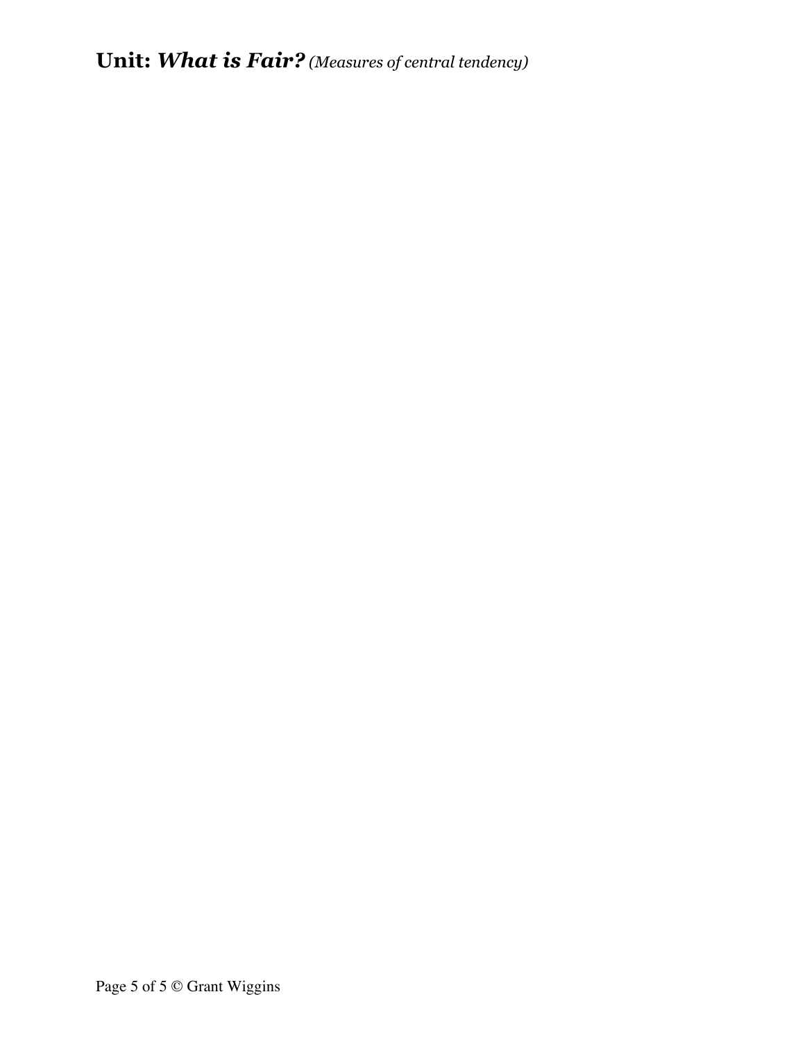**Unit: *What is Fair?*** *(Measures of central tendency)*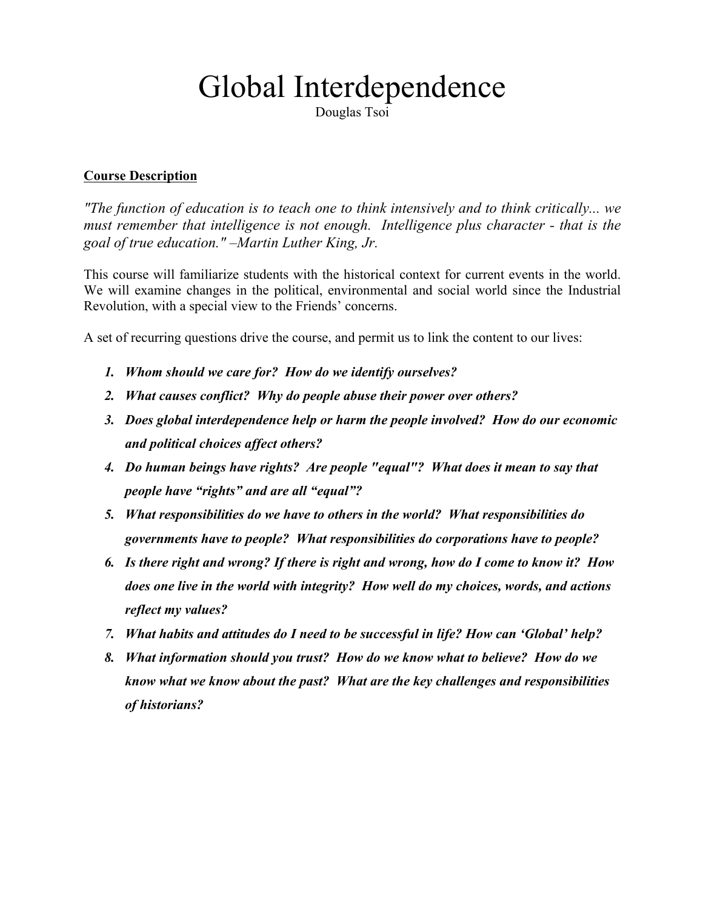# Global Interdependence

Douglas Tsoi

**Course Description**

*"The function of education is to teach one to think intensively and to think critically... we must remember that intelligence is not enough. Intelligence plus character - that is the goal of true education." –Martin Luther King, Jr.*

This course will familiarize students with the historical context for current events in the world. We will examine changes in the political, environmental and social world since the Industrial Revolution, with a special view to the Friends' concerns.

A set of recurring questions drive the course, and permit us to link the content to our lives:

1. ***Whom should we care for? How do we identify ourselves?***
2. ***What causes conflict? Why do people abuse their power over others?***
3. ***Does global interdependence help or harm the people involved? How do our economic and political choices affect others?***
4. ***Do human beings have rights? Are people "equal"? What does it mean to say that people have "rights" and are all "equal"?***
5. ***What responsibilities do we have to others in the world? What responsibilities do governments have to people? What responsibilities do corporations have to people?***
6. ***Is there right and wrong? If there is right and wrong, how do I come to know it? How does one live in the world with integrity? How well do my choices, words, and actions reflect my values?***
7. ***What habits and attitudes do I need to be successful in life? How can 'Global' help?***
8. ***What information should you trust? How do we know what to believe? How do we know what we know about the past? What are the key challenges and responsibilities of historians?***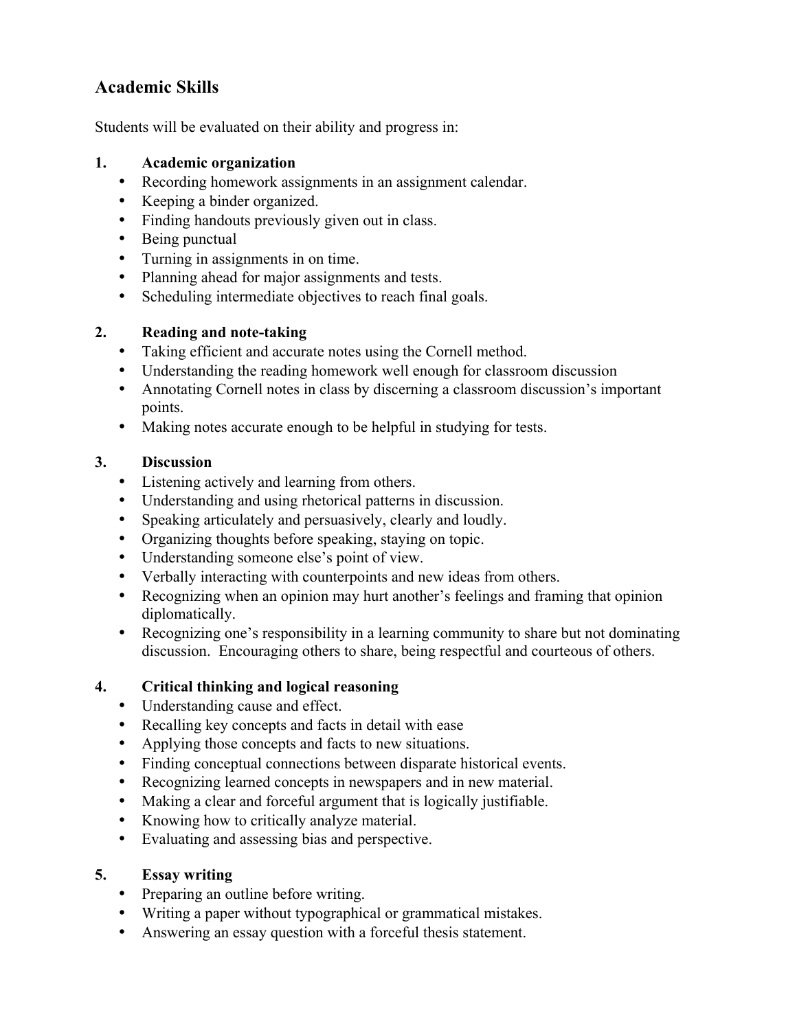## Academic Skills

Students will be evaluated on their ability and progress in:

1. **Academic organization**
   - Recording homework assignments in an assignment calendar.
   - Keeping a binder organized.
   - Finding handouts previously given out in class.
   - Being punctual
   - Turning in assignments in on time.
   - Planning ahead for major assignments and tests.
   - Scheduling intermediate objectives to reach final goals.

2. **Reading and note-taking**
   - Taking efficient and accurate notes using the Cornell method.
   - Understanding the reading homework well enough for classroom discussion
   - Annotating Cornell notes in class by discerning a classroom discussion's important points.
   - Making notes accurate enough to be helpful in studying for tests.

3. **Discussion**
   - Listening actively and learning from others.
   - Understanding and using rhetorical patterns in discussion.
   - Speaking articulately and persuasively, clearly and loudly.
   - Organizing thoughts before speaking, staying on topic.
   - Understanding someone else's point of view.
   - Verbally interacting with counterpoints and new ideas from others.
   - Recognizing when an opinion may hurt another's feelings and framing that opinion diplomatically.
   - Recognizing one's responsibility in a learning community to share but not dominating discussion. Encouraging others to share, being respectful and courteous of others.

4. **Critical thinking and logical reasoning**
   - Understanding cause and effect.
   - Recalling key concepts and facts in detail with ease
   - Applying those concepts and facts to new situations.
   - Finding conceptual connections between disparate historical events.
   - Recognizing learned concepts in newspapers and in new material.
   - Making a clear and forceful argument that is logically justifiable.
   - Knowing how to critically analyze material.
   - Evaluating and assessing bias and perspective.

5. **Essay writing**
   - Preparing an outline before writing.
   - Writing a paper without typographical or grammatical mistakes.
   - Answering an essay question with a forceful thesis statement.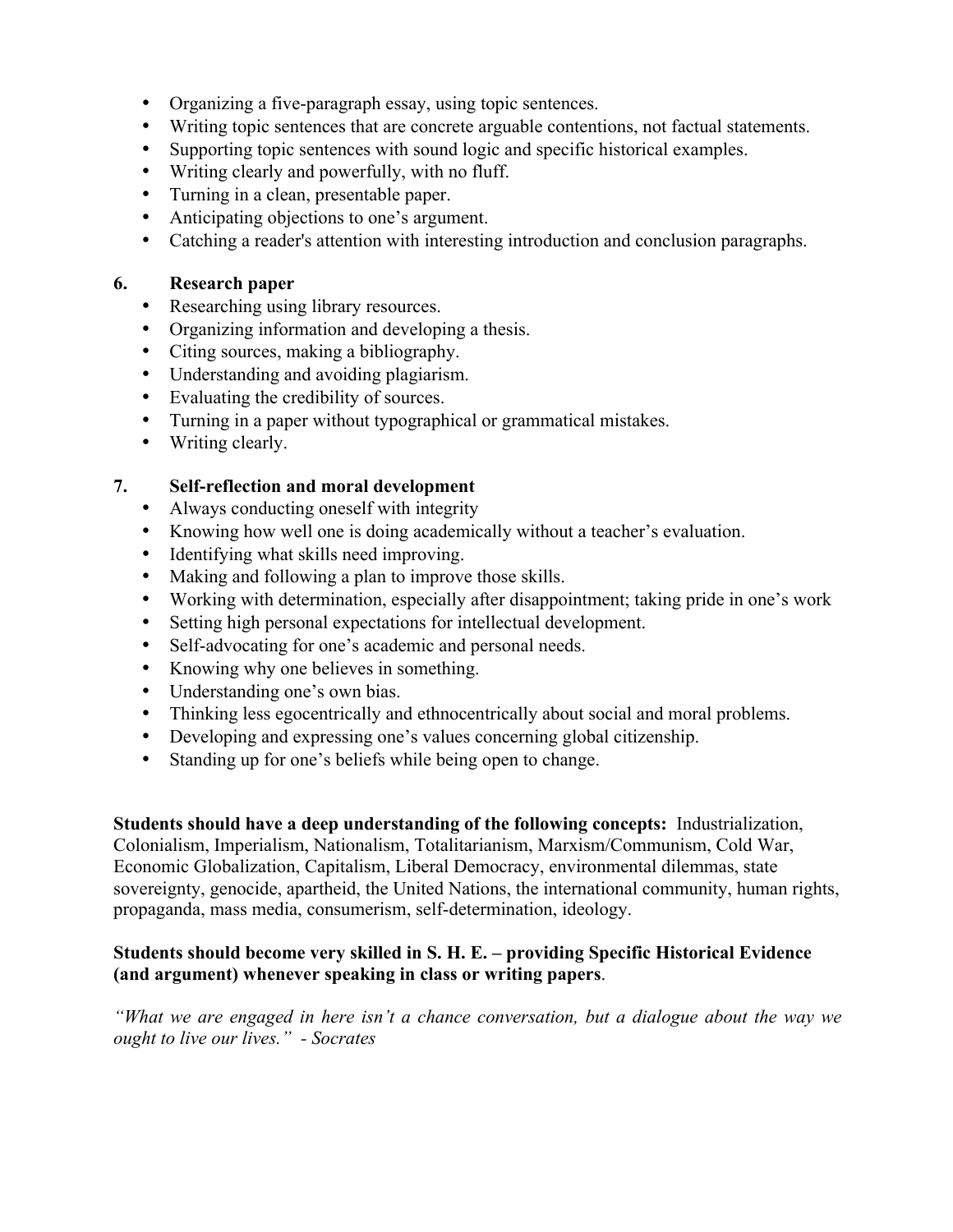- Organizing a five-paragraph essay, using topic sentences.
- Writing topic sentences that are concrete arguable contentions, not factual statements.
- Supporting topic sentences with sound logic and specific historical examples.
- Writing clearly and powerfully, with no fluff.
- Turning in a clean, presentable paper.
- Anticipating objections to one's argument.
- Catching a reader's attention with interesting introduction and conclusion paragraphs.

**6. Research paper**

- Researching using library resources.
- Organizing information and developing a thesis.
- Citing sources, making a bibliography.
- Understanding and avoiding plagiarism.
- Evaluating the credibility of sources.
- Turning in a paper without typographical or grammatical mistakes.
- Writing clearly.

**7. Self-reflection and moral development**

- Always conducting oneself with integrity
- Knowing how well one is doing academically without a teacher's evaluation.
- Identifying what skills need improving.
- Making and following a plan to improve those skills.
- Working with determination, especially after disappointment; taking pride in one's work
- Setting high personal expectations for intellectual development.
- Self-advocating for one's academic and personal needs.
- Knowing why one believes in something.
- Understanding one's own bias.
- Thinking less egocentrically and ethnocentrically about social and moral problems.
- Developing and expressing one's values concerning global citizenship.
- Standing up for one's beliefs while being open to change.

**Students should have a deep understanding of the following concepts:** Industrialization, Colonialism, Imperialism, Nationalism, Totalitarianism, Marxism/Communism, Cold War, Economic Globalization, Capitalism, Liberal Democracy, environmental dilemmas, state sovereignty, genocide, apartheid, the United Nations, the international community, human rights, propaganda, mass media, consumerism, self-determination, ideology.

**Students should become very skilled in S. H. E. – providing Specific Historical Evidence (and argument) whenever speaking in class or writing papers**.

*"What we are engaged in here isn't a chance conversation, but a dialogue about the way we ought to live our lives." - Socrates*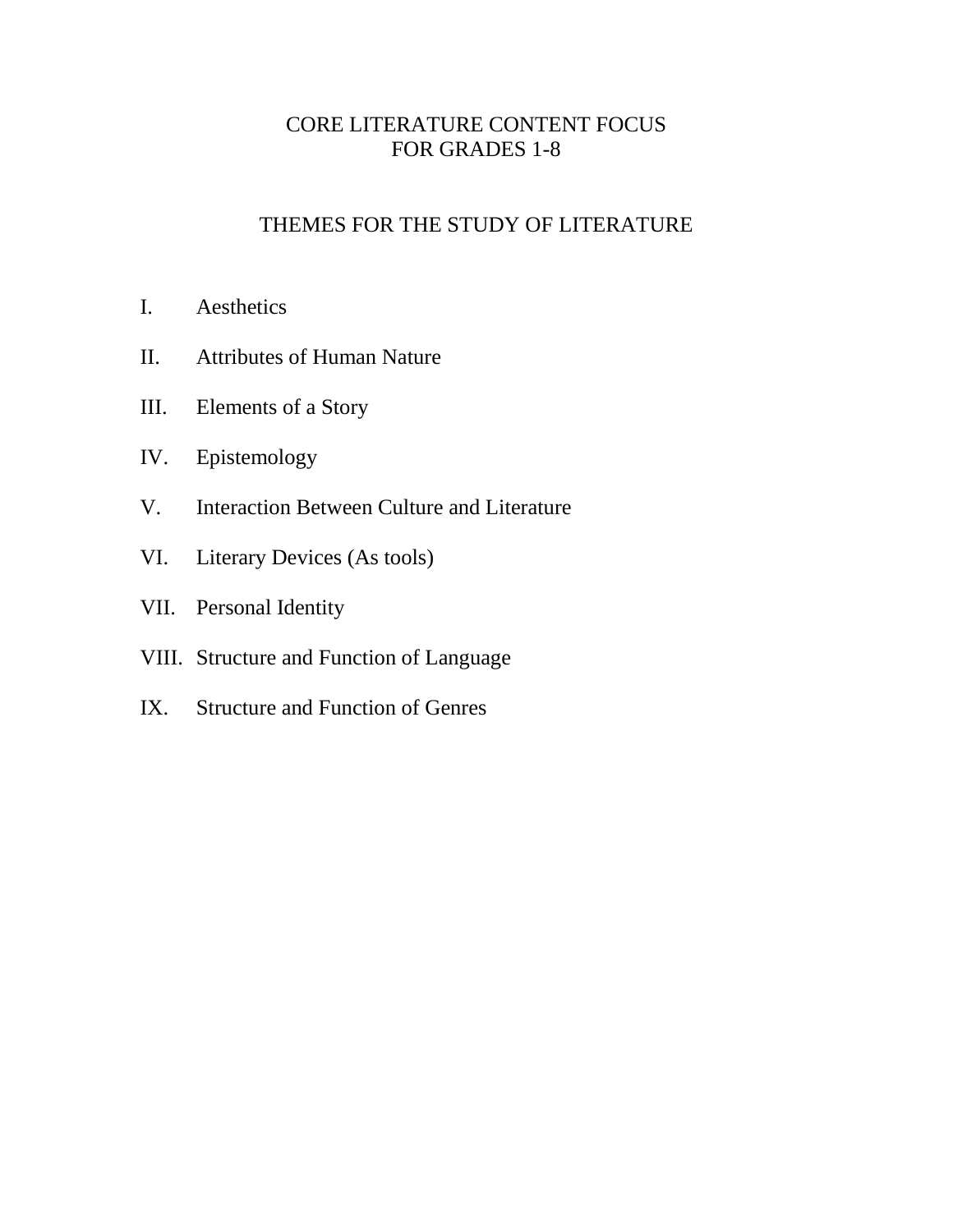# CORE LITERATURE CONTENT FOCUS
# FOR GRADES 1-8

## THEMES FOR THE STUDY OF LITERATURE

I. Aesthetics

II. Attributes of Human Nature

III. Elements of a Story

IV. Epistemology

V. Interaction Between Culture and Literature

VI. Literary Devices (As tools)

VII. Personal Identity

VIII. Structure and Function of Language

IX. Structure and Function of Genres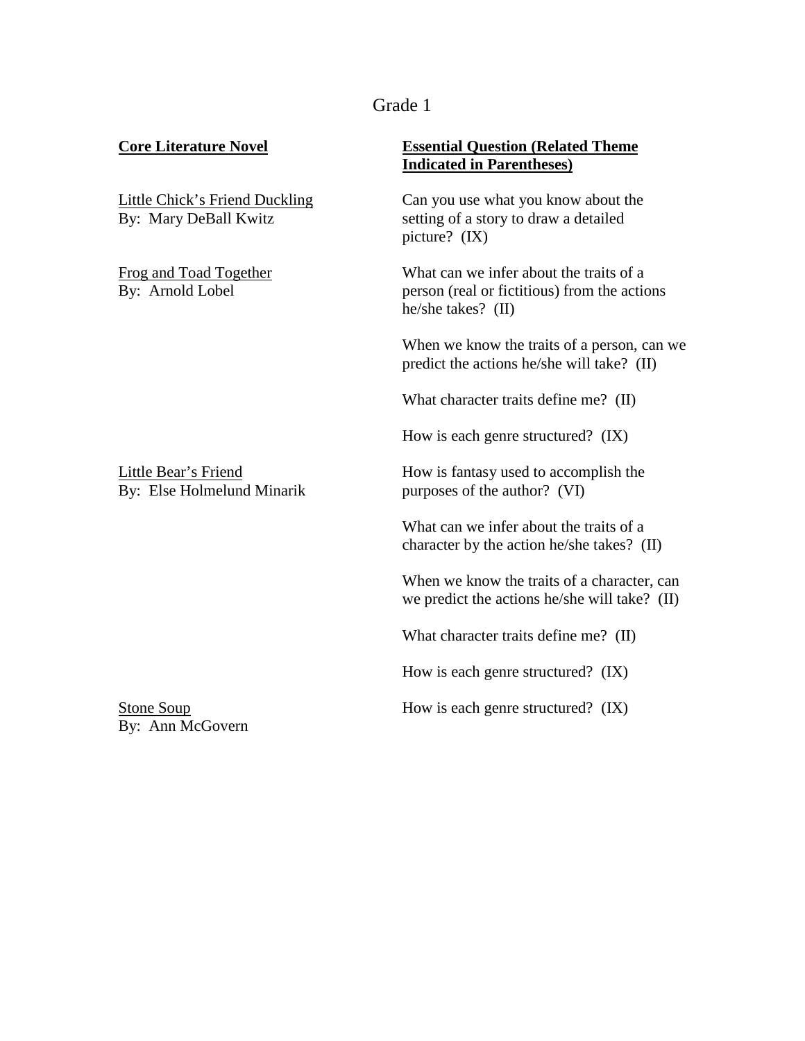# Grade 1

| Core Literature Novel | Essential Question (Related Theme Indicated in Parentheses) |
| --- | --- |
| Little Chick's Friend Duckling<br>By: Mary DeBall Kwitz | Can you use what you know about the setting of a story to draw a detailed picture? (IX) |
| Frog and Toad Together<br>By: Arnold Lobel | What can we infer about the traits of a person (real or fictitious) from the actions he/she takes? (II) |
| | When we know the traits of a person, can we predict the actions he/she will take? (II) |
| | What character traits define me? (II) |
| | How is each genre structured? (IX) |
| Little Bear's Friend<br>By: Else Holmelund Minarik | How is fantasy used to accomplish the purposes of the author? (VI) |
| | What can we infer about the traits of a character by the action he/she takes? (II) |
| | When we know the traits of a character, can we predict the actions he/she will take? (II) |
| | What character traits define me? (II) |
| | How is each genre structured? (IX) |
| Stone Soup<br>By: Ann McGovern | How is each genre structured? (IX) |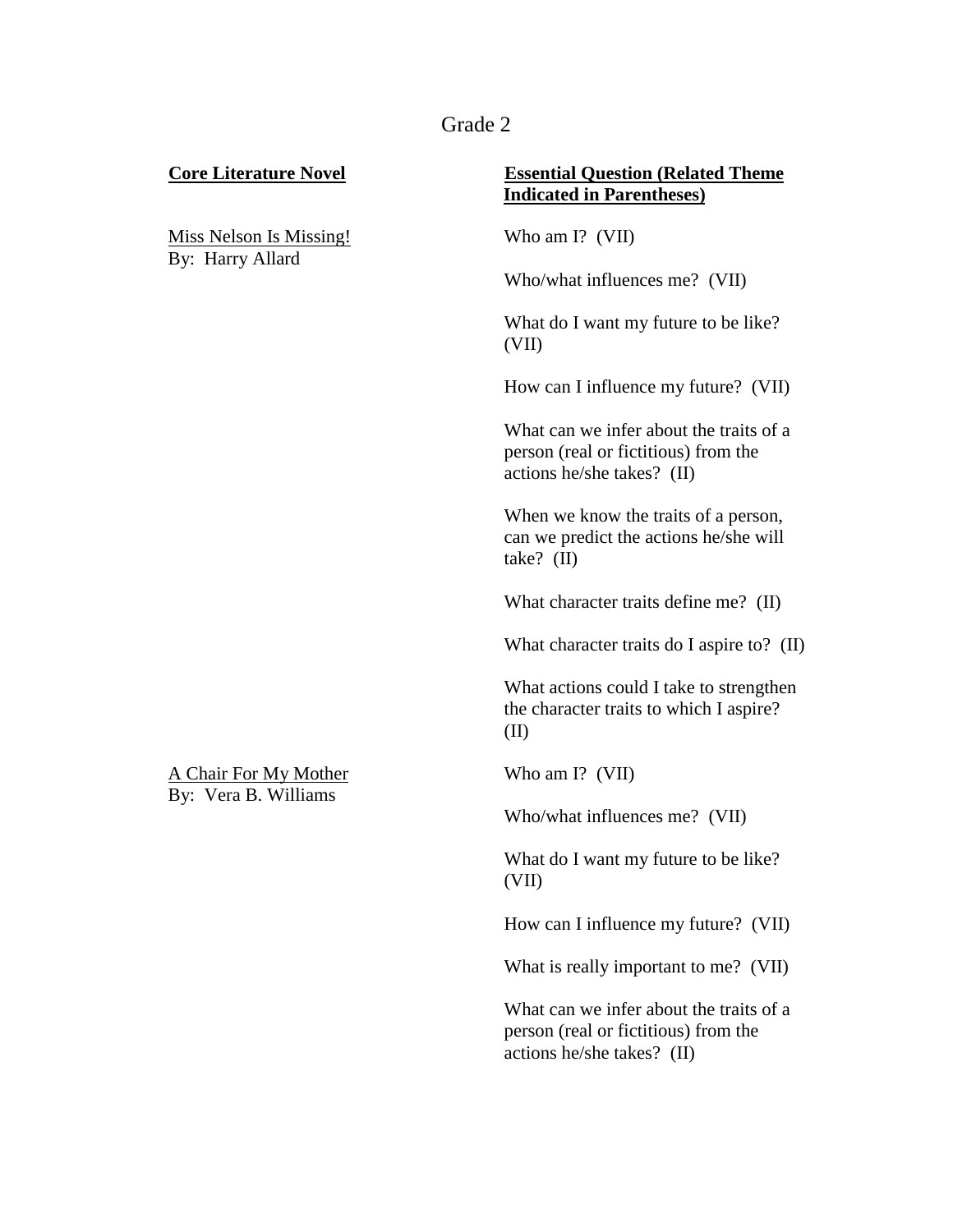# Grade 2

| Core Literature Novel | Essential Question (Related Theme Indicated in Parentheses) |
|---|---|
| Miss Nelson Is Missing!<br>By: Harry Allard | Who am I? (VII) |
| | Who/what influences me? (VII) |
| | What do I want my future to be like? (VII) |
| | How can I influence my future? (VII) |
| | What can we infer about the traits of a person (real or fictitious) from the actions he/she takes? (II) |
| | When we know the traits of a person, can we predict the actions he/she will take? (II) |
| | What character traits define me? (II) |
| | What character traits do I aspire to? (II) |
| | What actions could I take to strengthen the character traits to which I aspire? (II) |
| A Chair For My Mother<br>By: Vera B. Williams | Who am I? (VII) |
| | Who/what influences me? (VII) |
| | What do I want my future to be like? (VII) |
| | How can I influence my future? (VII) |
| | What is really important to me? (VII) |
| | What can we infer about the traits of a person (real or fictitious) from the actions he/she takes? (II) |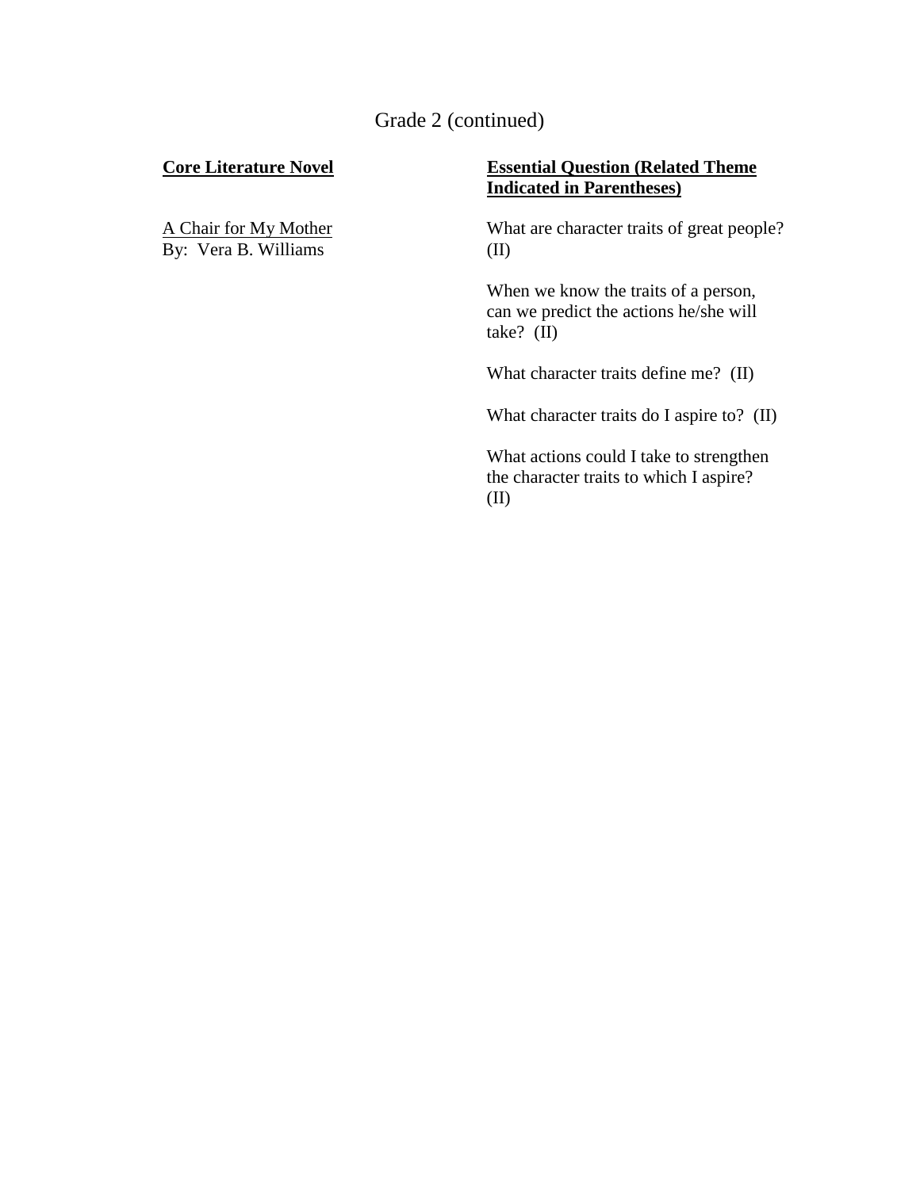# Grade 2 (continued)

| Core Literature Novel | Essential Question (Related Theme Indicated in Parentheses) |
| --- | --- |
| A Chair for My Mother<br>By: Vera B. Williams | What are character traits of great people? (II) |
| | When we know the traits of a person, can we predict the actions he/she will take? (II) |
| | What character traits define me? (II) |
| | What character traits do I aspire to? (II) |
| | What actions could I take to strengthen the character traits to which I aspire? (II) |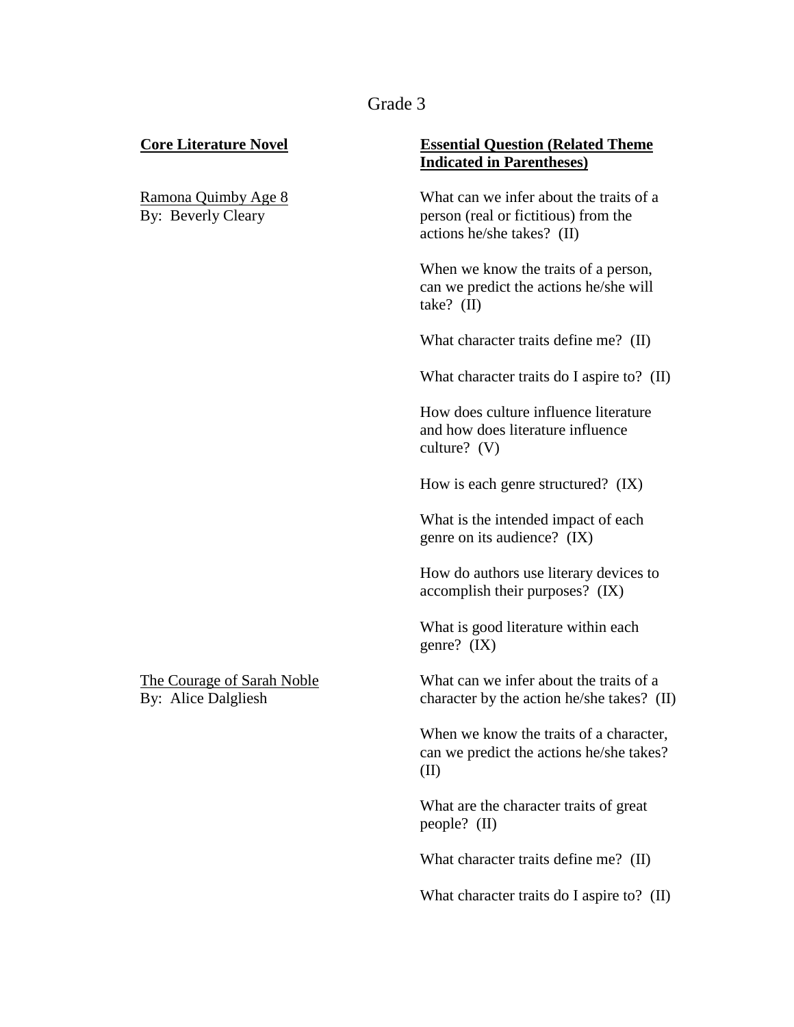# Grade 3

| Core Literature Novel | Essential Question (Related Theme Indicated in Parentheses) |
|---|---|
| Ramona Quimby Age 8<br>By: Beverly Cleary | What can we infer about the traits of a person (real or fictitious) from the actions he/she takes? (II) |
| | When we know the traits of a person, can we predict the actions he/she will take? (II) |
| | What character traits define me? (II) |
| | What character traits do I aspire to? (II) |
| | How does culture influence literature and how does literature influence culture? (V) |
| | How is each genre structured? (IX) |
| | What is the intended impact of each genre on its audience? (IX) |
| | How do authors use literary devices to accomplish their purposes? (IX) |
| | What is good literature within each genre? (IX) |
| The Courage of Sarah Noble<br>By: Alice Dalgliesh | What can we infer about the traits of a character by the action he/she takes? (II) |
| | When we know the traits of a character, can we predict the actions he/she takes? (II) |
| | What are the character traits of great people? (II) |
| | What character traits define me? (II) |
| | What character traits do I aspire to? (II) |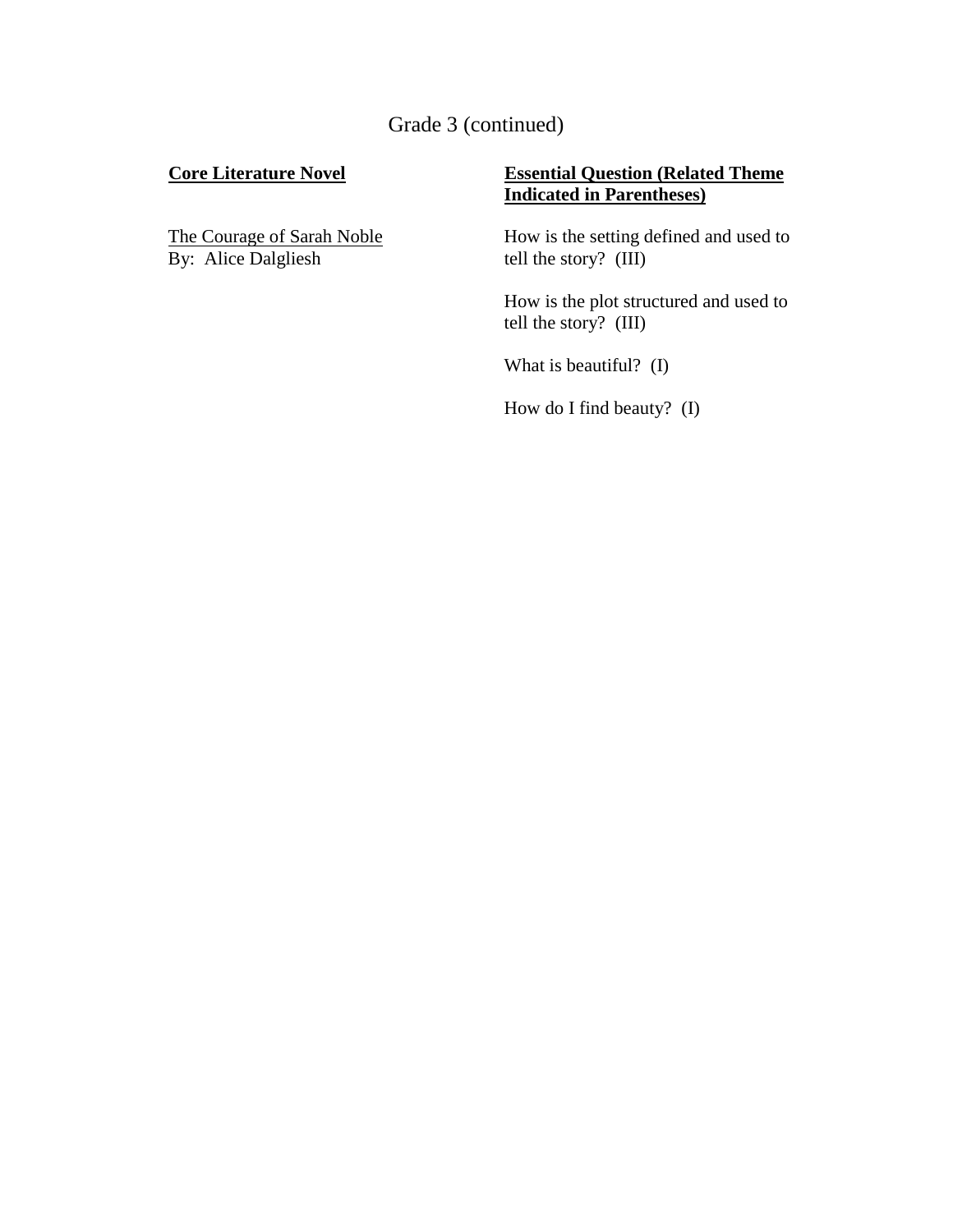## Grade 3 (continued)

| **Core Literature Novel** | **Essential Question (Related Theme Indicated in Parentheses)** |
| --- | --- |
| The Courage of Sarah Noble<br>By: Alice Dalgliesh | How is the setting defined and used to tell the story? (III)<br><br>How is the plot structured and used to tell the story? (III)<br><br>What is beautiful? (I)<br><br>How do I find beauty? (I) |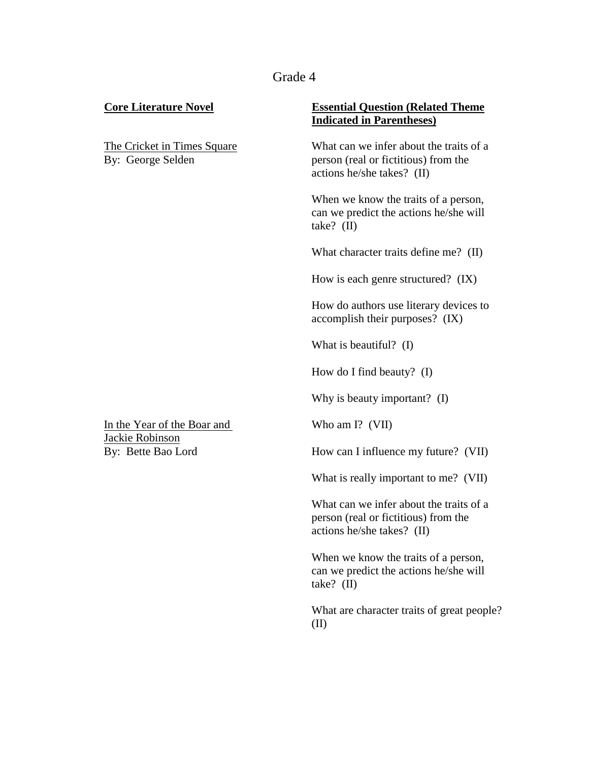# Grade 4

| Core Literature Novel | Essential Question (Related Theme Indicated in Parentheses) |
| --- | --- |
| The Cricket in Times Square<br>By: George Selden | What can we infer about the traits of a person (real or fictitious) from the actions he/she takes? (II)<br><br>When we know the traits of a person, can we predict the actions he/she will take? (II)<br><br>What character traits define me? (II)<br><br>How is each genre structured? (IX)<br><br>How do authors use literary devices to accomplish their purposes? (IX)<br><br>What is beautiful? (I)<br><br>How do I find beauty? (I)<br><br>Why is beauty important? (I) |
| In the Year of the Boar and Jackie Robinson<br>By: Bette Bao Lord | Who am I? (VII)<br><br>How can I influence my future? (VII)<br><br>What is really important to me? (VII)<br><br>What can we infer about the traits of a person (real or fictitious) from the actions he/she takes? (II)<br><br>When we know the traits of a person, can we predict the actions he/she will take? (II)<br><br>What are character traits of great people? (II) |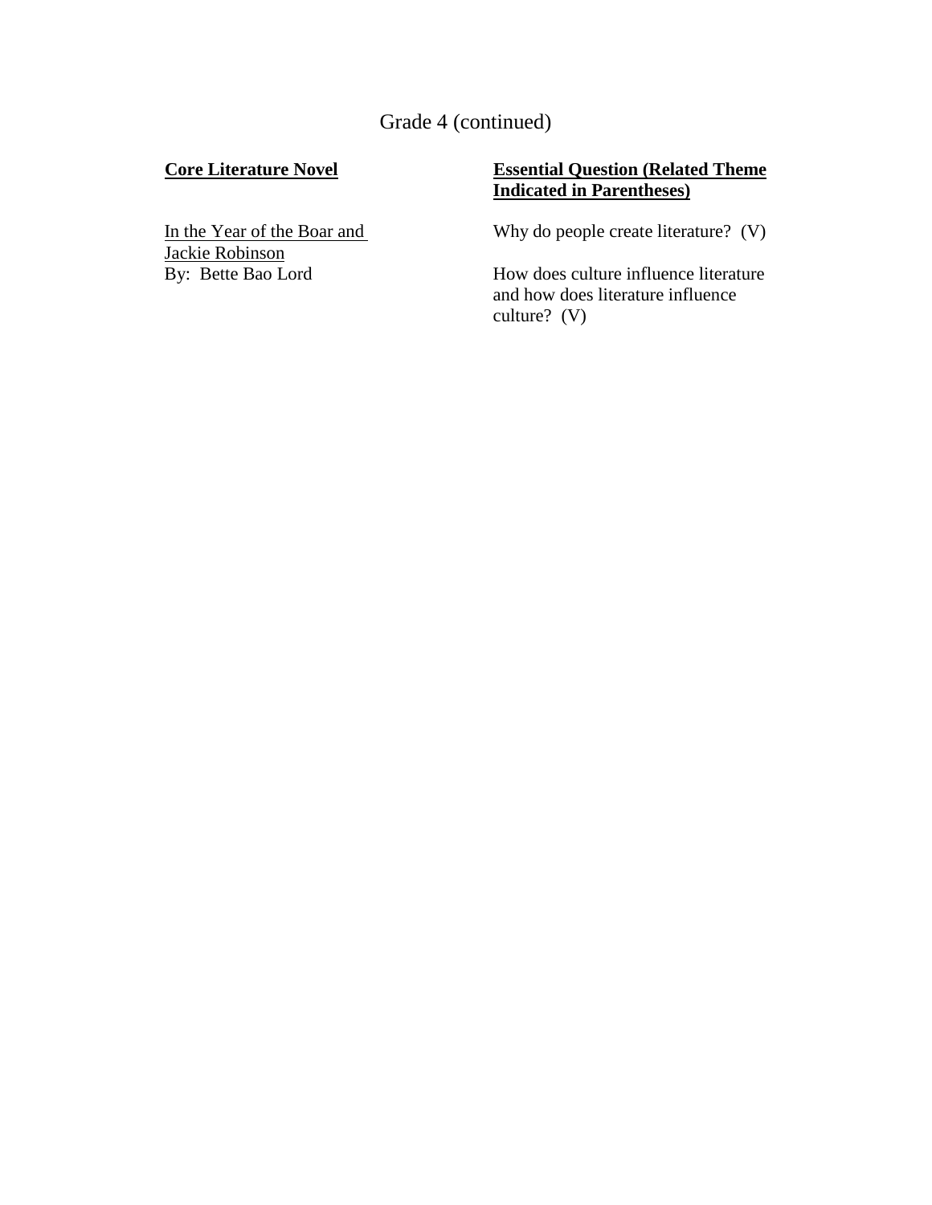# Grade 4 (continued)

| **Core Literature Novel** | **Essential Question (Related Theme Indicated in Parentheses)** |
| --- | --- |
| In the Year of the Boar and Jackie Robinson<br>By: Bette Bao Lord | Why do people create literature? (V)<br><br>How does culture influence literature and how does literature influence culture? (V) |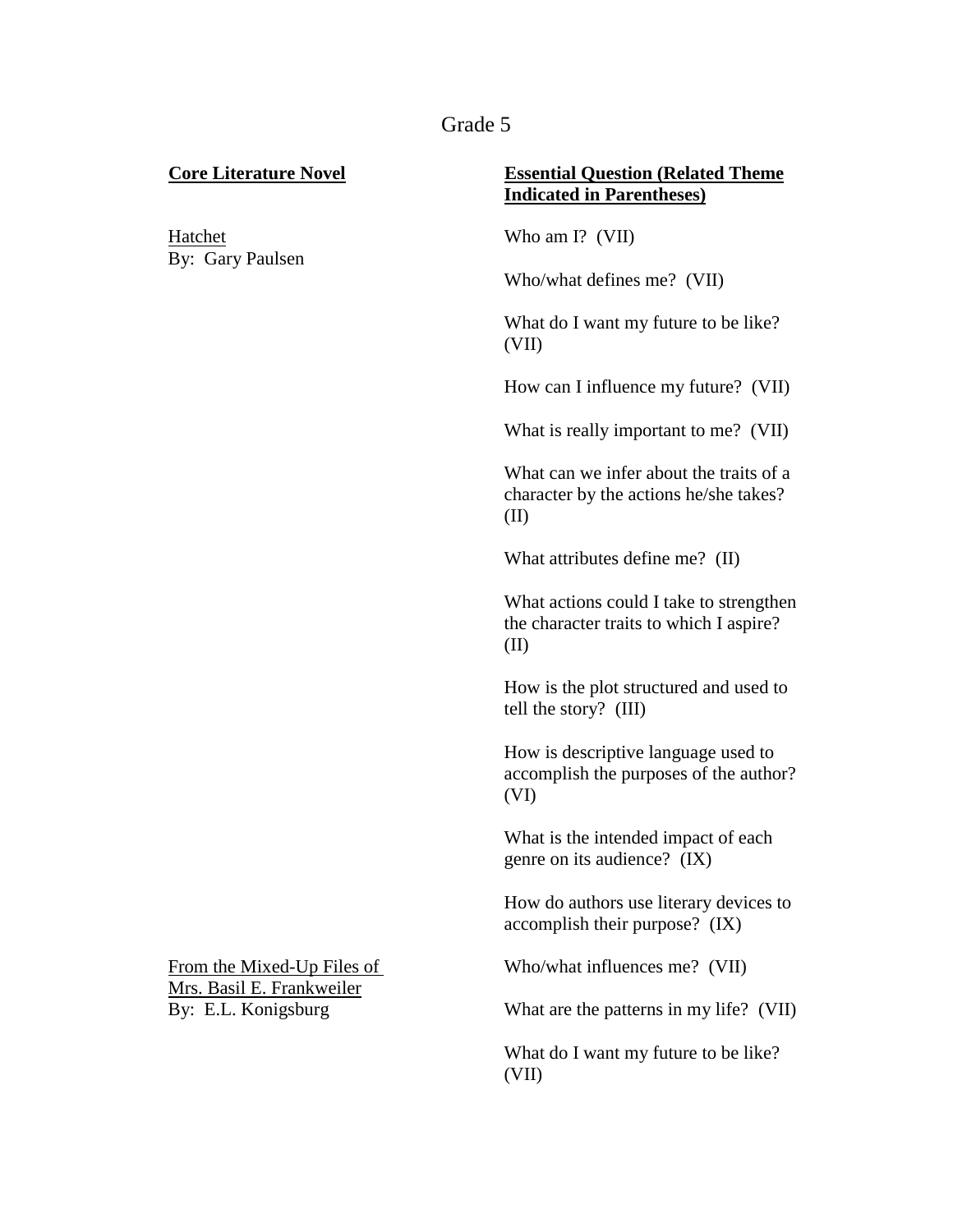Grade 5

| **Core Literature Novel** | **Essential Question (Related Theme Indicated in Parentheses)** |
|---|---|
| Hatchet<br>By: Gary Paulsen | Who am I? (VII) |
| | Who/what defines me? (VII) |
| | What do I want my future to be like? (VII) |
| | How can I influence my future? (VII) |
| | What is really important to me? (VII) |
| | What can we infer about the traits of a character by the actions he/she takes? (II) |
| | What attributes define me? (II) |
| | What actions could I take to strengthen the character traits to which I aspire? (II) |
| | How is the plot structured and used to tell the story? (III) |
| | How is descriptive language used to accomplish the purposes of the author? (VI) |
| | What is the intended impact of each genre on its audience? (IX) |
| | How do authors use literary devices to accomplish their purpose? (IX) |
| From the Mixed-Up Files of Mrs. Basil E. Frankweiler<br>By: E.L. Konigsburg | Who/what influences me? (VII) |
| | What are the patterns in my life? (VII) |
| | What do I want my future to be like? (VII) |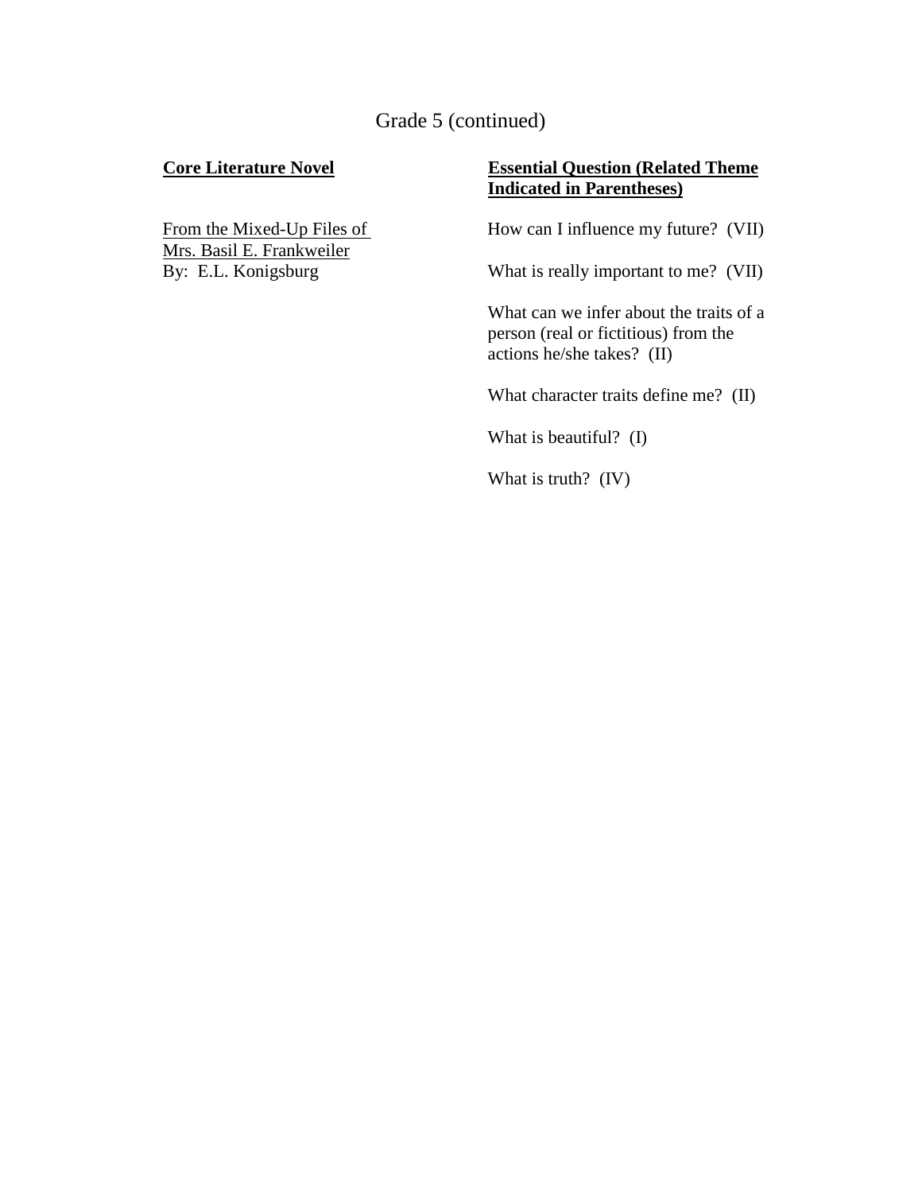## Grade 5 (continued)

| **Core Literature Novel** | **Essential Question (Related Theme Indicated in Parentheses)** |
| --- | --- |
| From the Mixed-Up Files of Mrs. Basil E. Frankweiler<br>By: E.L. Konigsburg | How can I influence my future? (VII)<br><br>What is really important to me? (VII)<br><br>What can we infer about the traits of a person (real or fictitious) from the actions he/she takes? (II)<br><br>What character traits define me? (II)<br><br>What is beautiful? (I)<br><br>What is truth? (IV) |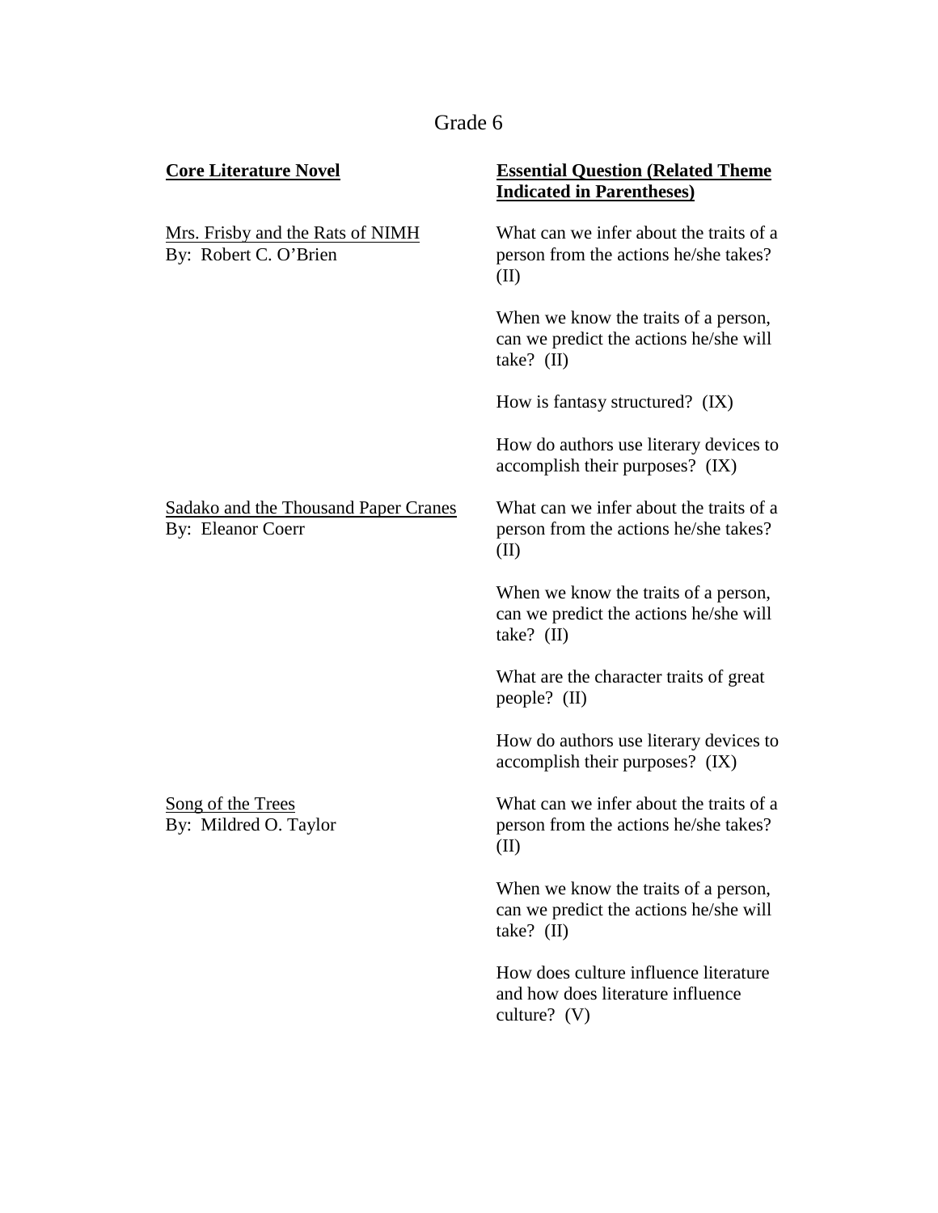# Grade 6

| Core Literature Novel | Essential Question (Related Theme Indicated in Parentheses) |
|---|---|
| Mrs. Frisby and the Rats of NIMH<br>By: Robert C. O'Brien | What can we infer about the traits of a person from the actions he/she takes? (II)<br><br>When we know the traits of a person, can we predict the actions he/she will take? (II)<br><br>How is fantasy structured? (IX)<br><br>How do authors use literary devices to accomplish their purposes? (IX) |
| Sadako and the Thousand Paper Cranes<br>By: Eleanor Coerr | What can we infer about the traits of a person from the actions he/she takes? (II)<br><br>When we know the traits of a person, can we predict the actions he/she will take? (II)<br><br>What are the character traits of great people? (II)<br><br>How do authors use literary devices to accomplish their purposes? (IX) |
| Song of the Trees<br>By: Mildred O. Taylor | What can we infer about the traits of a person from the actions he/she takes? (II)<br><br>When we know the traits of a person, can we predict the actions he/she will take? (II)<br><br>How does culture influence literature and how does literature influence culture? (V) |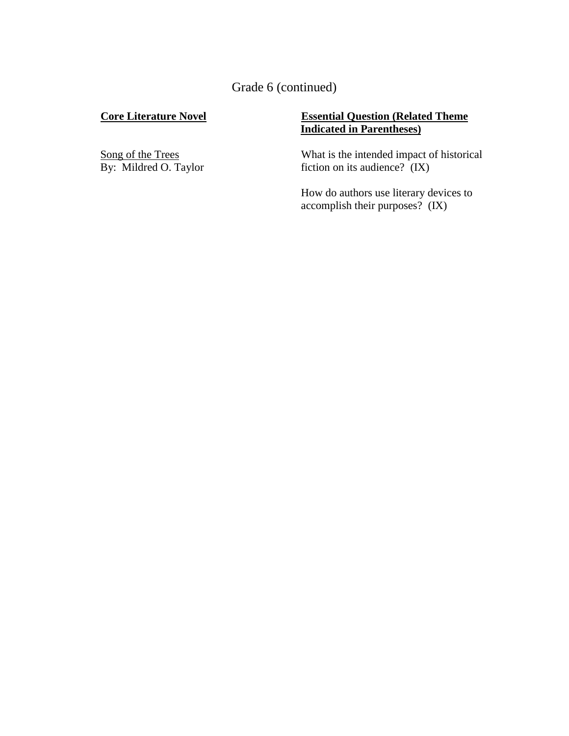## Grade 6 (continued)

| **Core Literature Novel** | **Essential Question (Related Theme Indicated in Parentheses)** |
| --- | --- |
| Song of the Trees<br>By: Mildred O. Taylor | What is the intended impact of historical fiction on its audience? (IX)<br><br>How do authors use literary devices to accomplish their purposes? (IX) |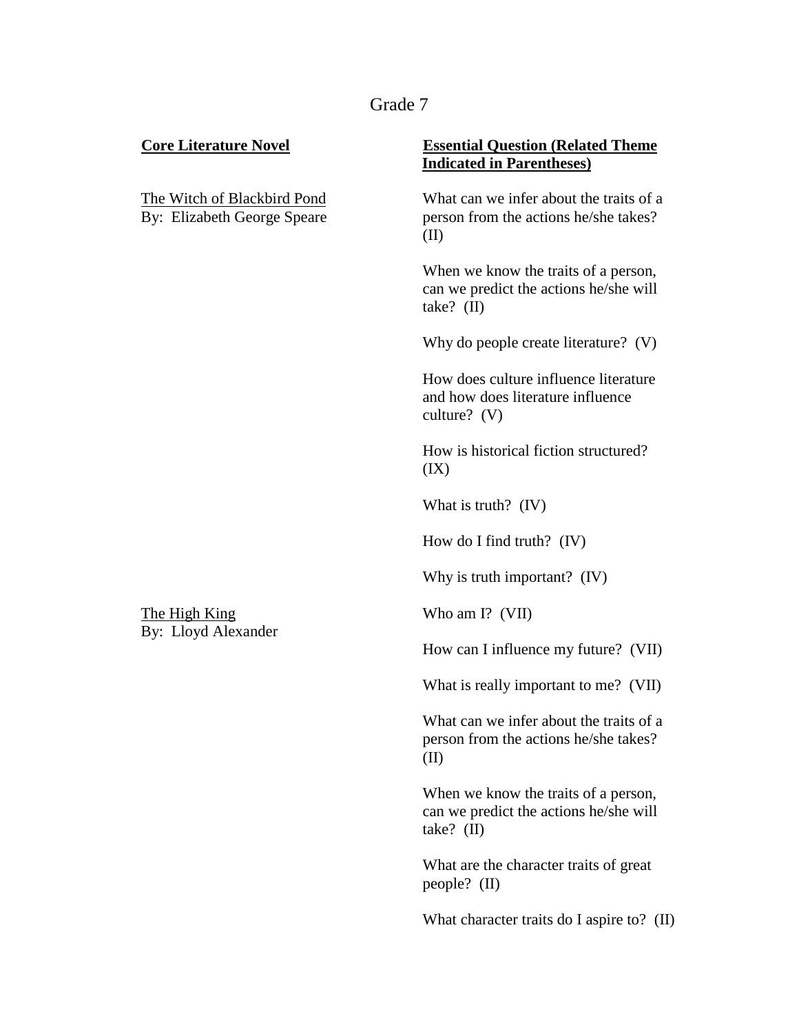Grade 7

| Core Literature Novel | Essential Question (Related Theme Indicated in Parentheses) |
|---|---|
| The Witch of Blackbird Pond<br>By: Elizabeth George Speare | What can we infer about the traits of a person from the actions he/she takes? (II) |
| | When we know the traits of a person, can we predict the actions he/she will take? (II) |
| | Why do people create literature? (V) |
| | How does culture influence literature and how does literature influence culture? (V) |
| | How is historical fiction structured? (IX) |
| | What is truth? (IV) |
| | How do I find truth? (IV) |
| | Why is truth important? (IV) |
| The High King<br>By: Lloyd Alexander | Who am I? (VII) |
| | How can I influence my future? (VII) |
| | What is really important to me? (VII) |
| | What can we infer about the traits of a person from the actions he/she takes? (II) |
| | When we know the traits of a person, can we predict the actions he/she will take? (II) |
| | What are the character traits of great people? (II) |
| | What character traits do I aspire to? (II) |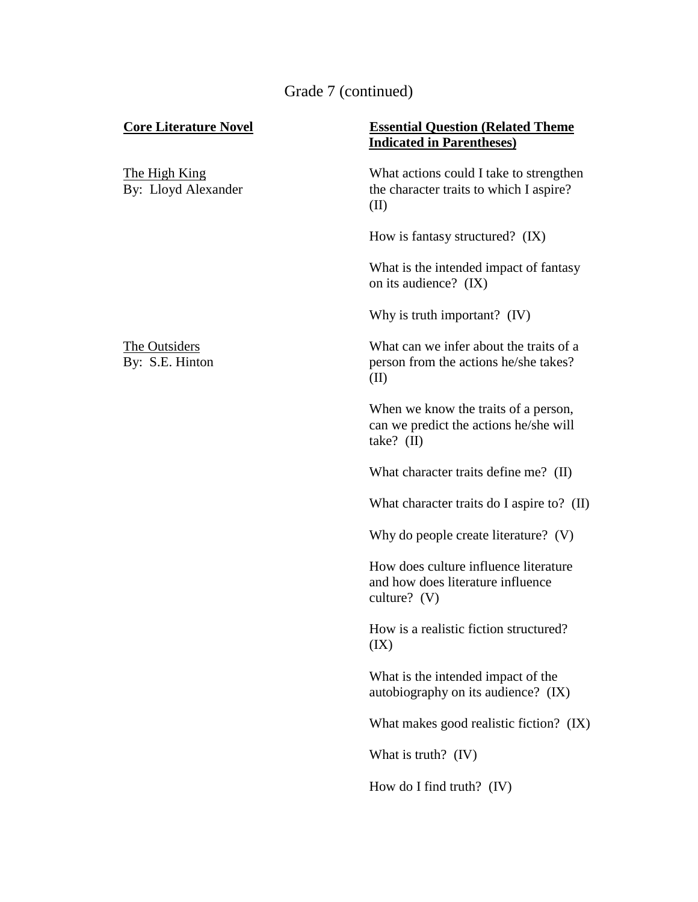# Grade 7 (continued)

| **Core Literature Novel** | **Essential Question (Related Theme Indicated in Parentheses)** |
| --- | --- |
| The High King<br>By: Lloyd Alexander | What actions could I take to strengthen the character traits to which I aspire? (II) |
| | How is fantasy structured? (IX) |
| | What is the intended impact of fantasy on its audience? (IX) |
| | Why is truth important? (IV) |
| The Outsiders<br>By: S.E. Hinton | What can we infer about the traits of a person from the actions he/she takes? (II) |
| | When we know the traits of a person, can we predict the actions he/she will take? (II) |
| | What character traits define me? (II) |
| | What character traits do I aspire to? (II) |
| | Why do people create literature? (V) |
| | How does culture influence literature and how does literature influence culture? (V) |
| | How is a realistic fiction structured? (IX) |
| | What is the intended impact of the autobiography on its audience? (IX) |
| | What makes good realistic fiction? (IX) |
| | What is truth? (IV) |
| | How do I find truth? (IV) |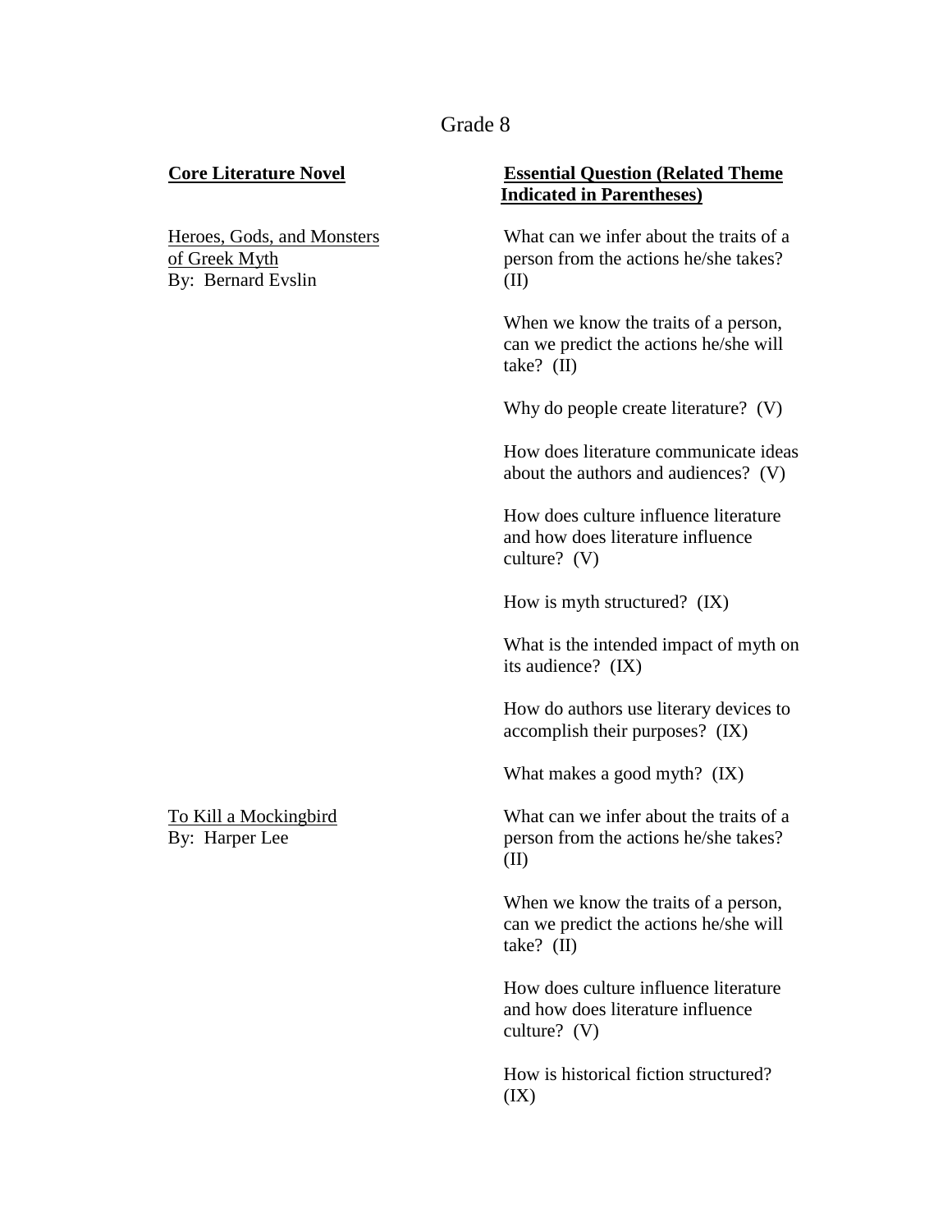# Grade 8

| Core Literature Novel | Essential Question (Related Theme Indicated in Parentheses) |
| --- | --- |
| Heroes, Gods, and Monsters of Greek Myth<br>By: Bernard Evslin | What can we infer about the traits of a person from the actions he/she takes? (II) |
| | When we know the traits of a person, can we predict the actions he/she will take? (II) |
| | Why do people create literature? (V) |
| | How does literature communicate ideas about the authors and audiences? (V) |
| | How does culture influence literature and how does literature influence culture? (V) |
| | How is myth structured? (IX) |
| | What is the intended impact of myth on its audience? (IX) |
| | How do authors use literary devices to accomplish their purposes? (IX) |
| | What makes a good myth? (IX) |
| To Kill a Mockingbird<br>By: Harper Lee | What can we infer about the traits of a person from the actions he/she takes? (II) |
| | When we know the traits of a person, can we predict the actions he/she will take? (II) |
| | How does culture influence literature and how does literature influence culture? (V) |
| | How is historical fiction structured? (IX) |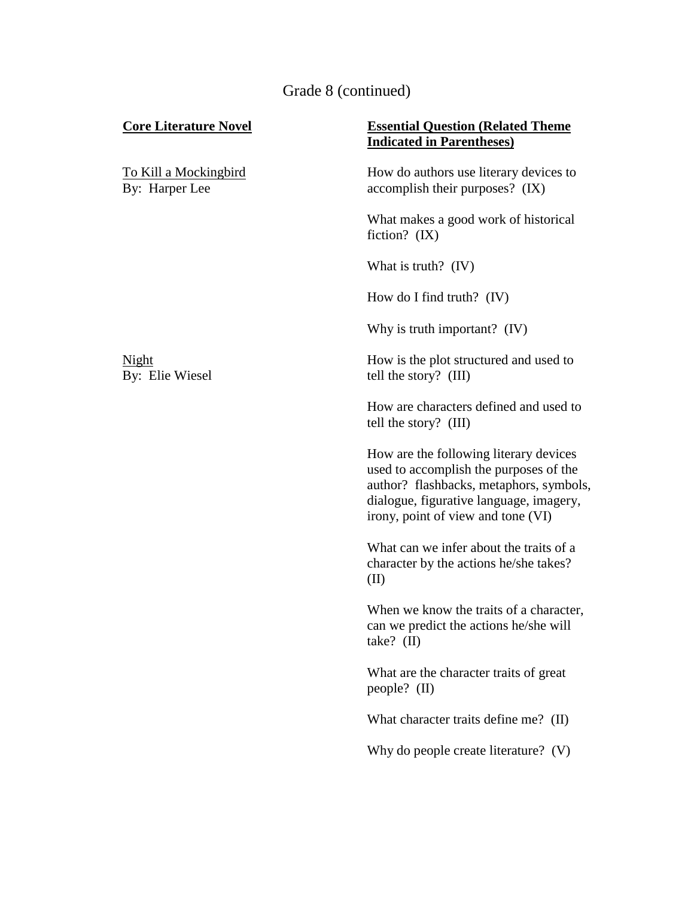Grade 8 (continued)

| Core Literature Novel | Essential Question (Related Theme Indicated in Parentheses) |
|---|---|
| To Kill a Mockingbird<br>By: Harper Lee | How do authors use literary devices to accomplish their purposes? (IX) |
| | What makes a good work of historical fiction? (IX) |
| | What is truth? (IV) |
| | How do I find truth? (IV) |
| | Why is truth important? (IV) |
| Night<br>By: Elie Wiesel | How is the plot structured and used to tell the story? (III) |
| | How are characters defined and used to tell the story? (III) |
| | How are the following literary devices used to accomplish the purposes of the author? flashbacks, metaphors, symbols, dialogue, figurative language, imagery, irony, point of view and tone (VI) |
| | What can we infer about the traits of a character by the actions he/she takes? (II) |
| | When we know the traits of a character, can we predict the actions he/she will take? (II) |
| | What are the character traits of great people? (II) |
| | What character traits define me? (II) |
| | Why do people create literature? (V) |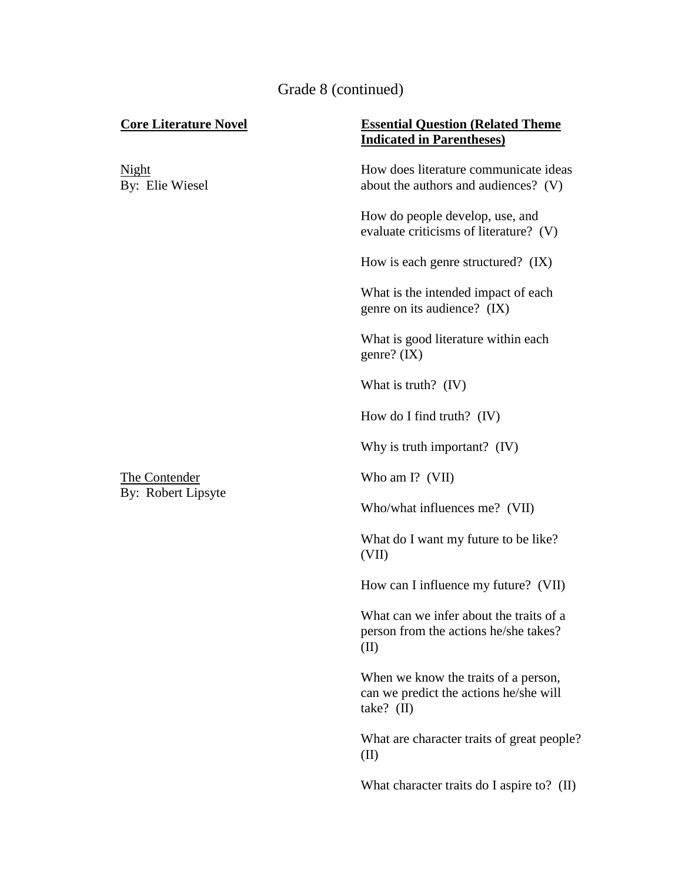Grade 8 (continued)

| Core Literature Novel | Essential Question (Related Theme Indicated in Parentheses) |
|---|---|
| Night<br>By: Elie Wiesel | How does literature communicate ideas about the authors and audiences? (V) |
| | How do people develop, use, and evaluate criticisms of literature? (V) |
| | How is each genre structured? (IX) |
| | What is the intended impact of each genre on its audience? (IX) |
| | What is good literature within each genre? (IX) |
| | What is truth? (IV) |
| | How do I find truth? (IV) |
| | Why is truth important? (IV) |
| The Contender<br>By: Robert Lipsyte | Who am I? (VII) |
| | Who/what influences me? (VII) |
| | What do I want my future to be like? (VII) |
| | How can I influence my future? (VII) |
| | What can we infer about the traits of a person from the actions he/she takes? (II) |
| | When we know the traits of a person, can we predict the actions he/she will take? (II) |
| | What are character traits of great people? (II) |
| | What character traits do I aspire to? (II) |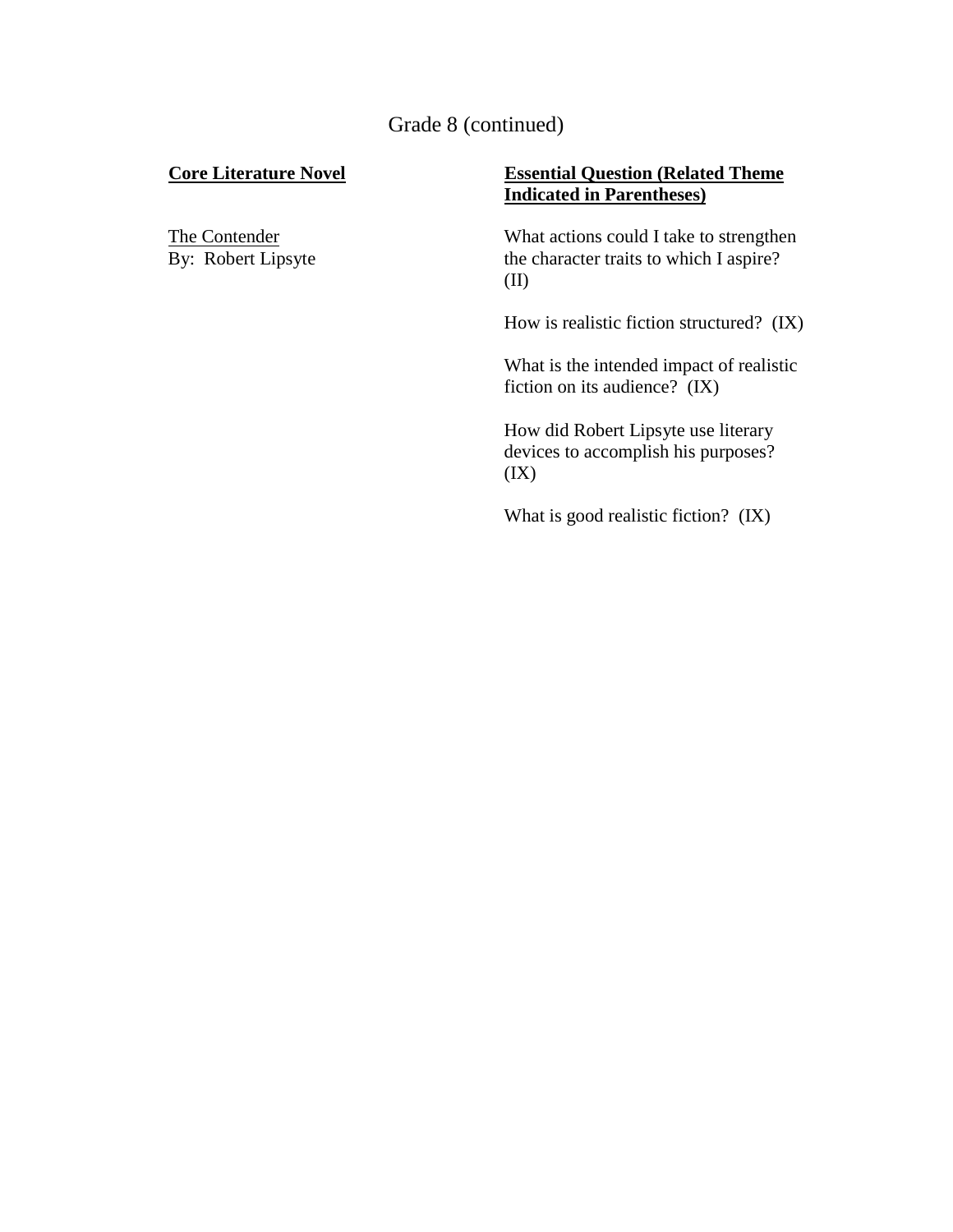## Grade 8 (continued)

| Core Literature Novel | Essential Question (Related Theme Indicated in Parentheses) |
|---|---|
| The Contender<br>By: Robert Lipsyte | What actions could I take to strengthen the character traits to which I aspire? (II)<br><br>How is realistic fiction structured? (IX)<br><br>What is the intended impact of realistic fiction on its audience? (IX)<br><br>How did Robert Lipsyte use literary devices to accomplish his purposes? (IX)<br><br>What is good realistic fiction? (IX) |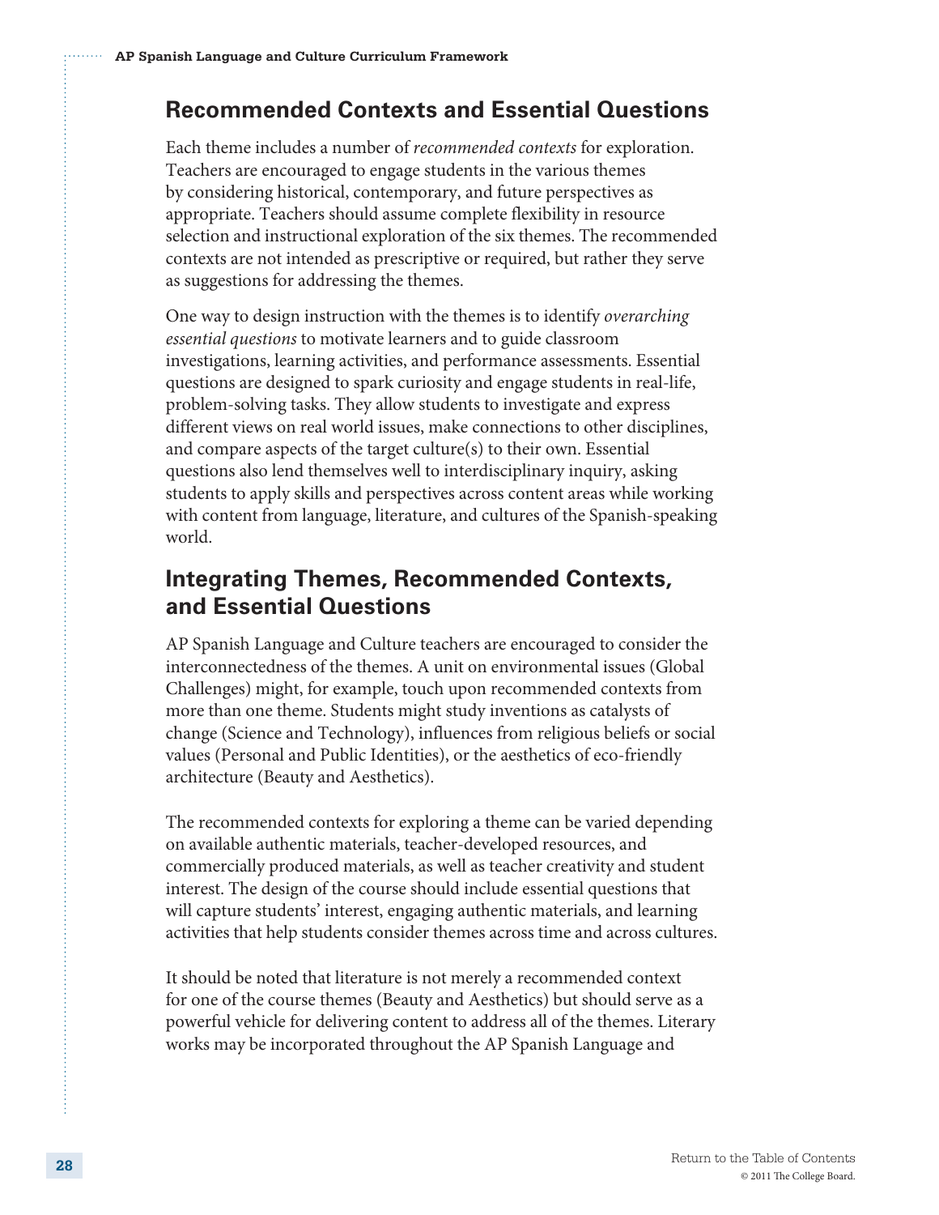## Recommended Contexts and Essential Questions

Each theme includes a number of *recommended contexts* for exploration. Teachers are encouraged to engage students in the various themes by considering historical, contemporary, and future perspectives as appropriate. Teachers should assume complete flexibility in resource selection and instructional exploration of the six themes. The recommended contexts are not intended as prescriptive or required, but rather they serve as suggestions for addressing the themes.

One way to design instruction with the themes is to identify *overarching essential questions* to motivate learners and to guide classroom investigations, learning activities, and performance assessments. Essential questions are designed to spark curiosity and engage students in real-life, problem-solving tasks. They allow students to investigate and express different views on real world issues, make connections to other disciplines, and compare aspects of the target culture(s) to their own. Essential questions also lend themselves well to interdisciplinary inquiry, asking students to apply skills and perspectives across content areas while working with content from language, literature, and cultures of the Spanish-speaking world.

## Integrating Themes, Recommended Contexts, and Essential Questions

AP Spanish Language and Culture teachers are encouraged to consider the interconnectedness of the themes. A unit on environmental issues (Global Challenges) might, for example, touch upon recommended contexts from more than one theme. Students might study inventions as catalysts of change (Science and Technology), influences from religious beliefs or social values (Personal and Public Identities), or the aesthetics of eco-friendly architecture (Beauty and Aesthetics).

The recommended contexts for exploring a theme can be varied depending on available authentic materials, teacher-developed resources, and commercially produced materials, as well as teacher creativity and student interest. The design of the course should include essential questions that will capture students' interest, engaging authentic materials, and learning activities that help students consider themes across time and across cultures.

It should be noted that literature is not merely a recommended context for one of the course themes (Beauty and Aesthetics) but should serve as a powerful vehicle for delivering content to address all of the themes. Literary works may be incorporated throughout the AP Spanish Language and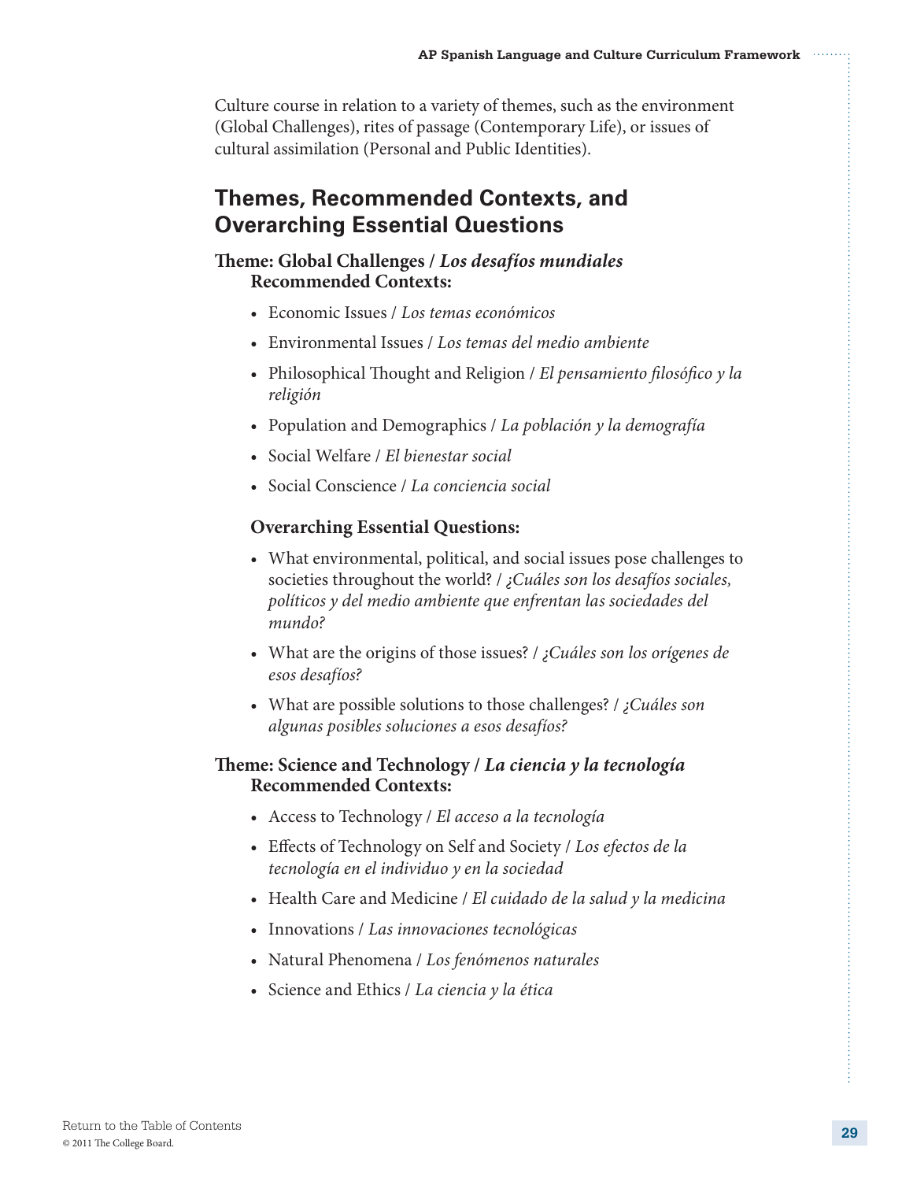Culture course in relation to a variety of themes, such as the environment (Global Challenges), rites of passage (Contemporary Life), or issues of cultural assimilation (Personal and Public Identities).

## Themes, Recommended Contexts, and Overarching Essential Questions

### Theme: Global Challenges / *Los desafíos mundiales*

**Recommended Contexts:**

- Economic Issues / *Los temas económicos*
- Environmental Issues / *Los temas del medio ambiente*
- Philosophical Thought and Religion / *El pensamiento filosófico y la religión*
- Population and Demographics / *La población y la demografía*
- Social Welfare / *El bienestar social*
- Social Conscience / *La conciencia social*

**Overarching Essential Questions:**

- What environmental, political, and social issues pose challenges to societies throughout the world? / *¿Cuáles son los desafíos sociales, políticos y del medio ambiente que enfrentan las sociedades del mundo?*
- What are the origins of those issues? / *¿Cuáles son los orígenes de esos desafíos?*
- What are possible solutions to those challenges? / *¿Cuáles son algunas posibles soluciones a esos desafíos?*

### Theme: Science and Technology / *La ciencia y la tecnología*

**Recommended Contexts:**

- Access to Technology / *El acceso a la tecnología*
- Effects of Technology on Self and Society / *Los efectos de la tecnología en el individuo y en la sociedad*
- Health Care and Medicine / *El cuidado de la salud y la medicina*
- Innovations / *Las innovaciones tecnológicas*
- Natural Phenomena / *Los fenómenos naturales*
- Science and Ethics / *La ciencia y la ética*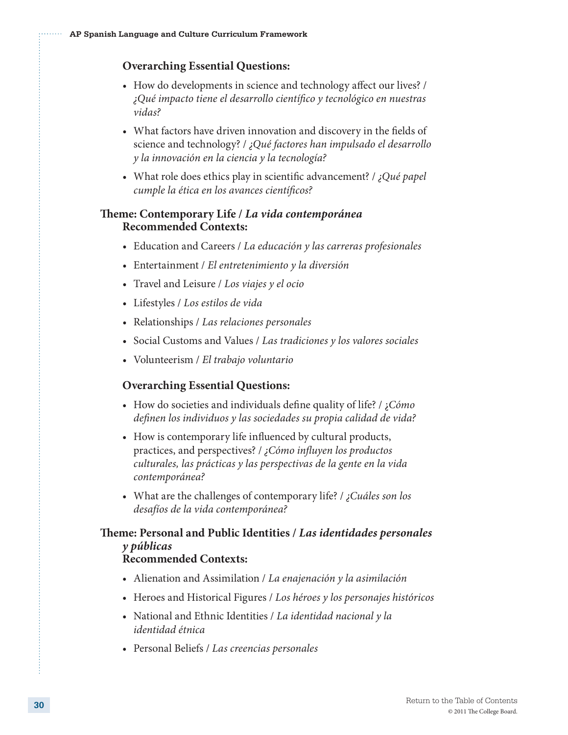**Overarching Essential Questions:**

- How do developments in science and technology affect our lives? / *¿Qué impacto tiene el desarrollo científico y tecnológico en nuestras vidas?*
- What factors have driven innovation and discovery in the fields of science and technology? / *¿Qué factores han impulsado el desarrollo y la innovación en la ciencia y la tecnología?*
- What role does ethics play in scientific advancement? / *¿Qué papel cumple la ética en los avances científicos?*

### Theme: Contemporary Life / *La vida contemporánea*

**Recommended Contexts:**

- Education and Careers / *La educación y las carreras profesionales*
- Entertainment / *El entretenimiento y la diversión*
- Travel and Leisure / *Los viajes y el ocio*
- Lifestyles / *Los estilos de vida*
- Relationships / *Las relaciones personales*
- Social Customs and Values / *Las tradiciones y los valores sociales*
- Volunteerism / *El trabajo voluntario*

**Overarching Essential Questions:**

- How do societies and individuals define quality of life? / *¿Cómo definen los individuos y las sociedades su propia calidad de vida?*
- How is contemporary life influenced by cultural products, practices, and perspectives? / *¿Cómo influyen los productos culturales, las prácticas y las perspectivas de la gente en la vida contemporánea?*
- What are the challenges of contemporary life? / *¿Cuáles son los desafíos de la vida contemporánea?*

### Theme: Personal and Public Identities / *Las identidades personales y públicas*

**Recommended Contexts:**

- Alienation and Assimilation / *La enajenación y la asimilación*
- Heroes and Historical Figures / *Los héroes y los personajes históricos*
- National and Ethnic Identities / *La identidad nacional y la identidad étnica*
- Personal Beliefs / *Las creencias personales*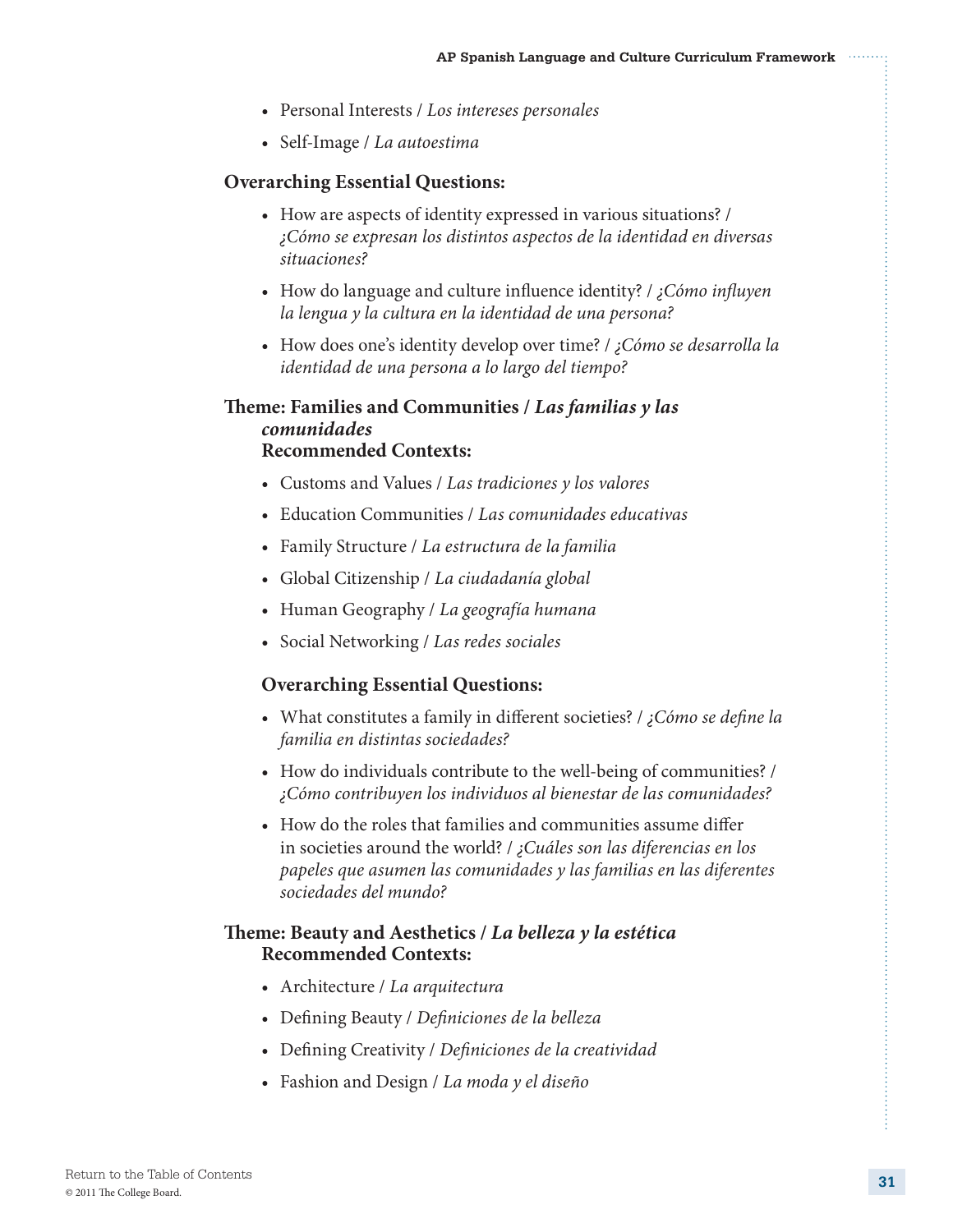- Personal Interests / *Los intereses personales*
- Self-Image / *La autoestima*

### Overarching Essential Questions:

- How are aspects of identity expressed in various situations? / *¿Cómo se expresan los distintos aspectos de la identidad en diversas situaciones?*
- How do language and culture influence identity? / *¿Cómo influyen la lengua y la cultura en la identidad de una persona?*
- How does one's identity develop over time? / *¿Cómo se desarrolla la identidad de una persona a lo largo del tiempo?*

### Theme: Families and Communities / *Las familias y las comunidades*

**Recommended Contexts:**

- Customs and Values / *Las tradiciones y los valores*
- Education Communities / *Las comunidades educativas*
- Family Structure / *La estructura de la familia*
- Global Citizenship / *La ciudadanía global*
- Human Geography / *La geografía humana*
- Social Networking / *Las redes sociales*

**Overarching Essential Questions:**

- What constitutes a family in different societies? / *¿Cómo se define la familia en distintas sociedades?*
- How do individuals contribute to the well-being of communities? / *¿Cómo contribuyen los individuos al bienestar de las comunidades?*
- How do the roles that families and communities assume differ in societies around the world? / *¿Cuáles son las diferencias en los papeles que asumen las comunidades y las familias en las diferentes sociedades del mundo?*

### Theme: Beauty and Aesthetics / *La belleza y la estética*

**Recommended Contexts:**

- Architecture / *La arquitectura*
- Defining Beauty / *Definiciones de la belleza*
- Defining Creativity / *Definiciones de la creatividad*
- Fashion and Design / *La moda y el diseño*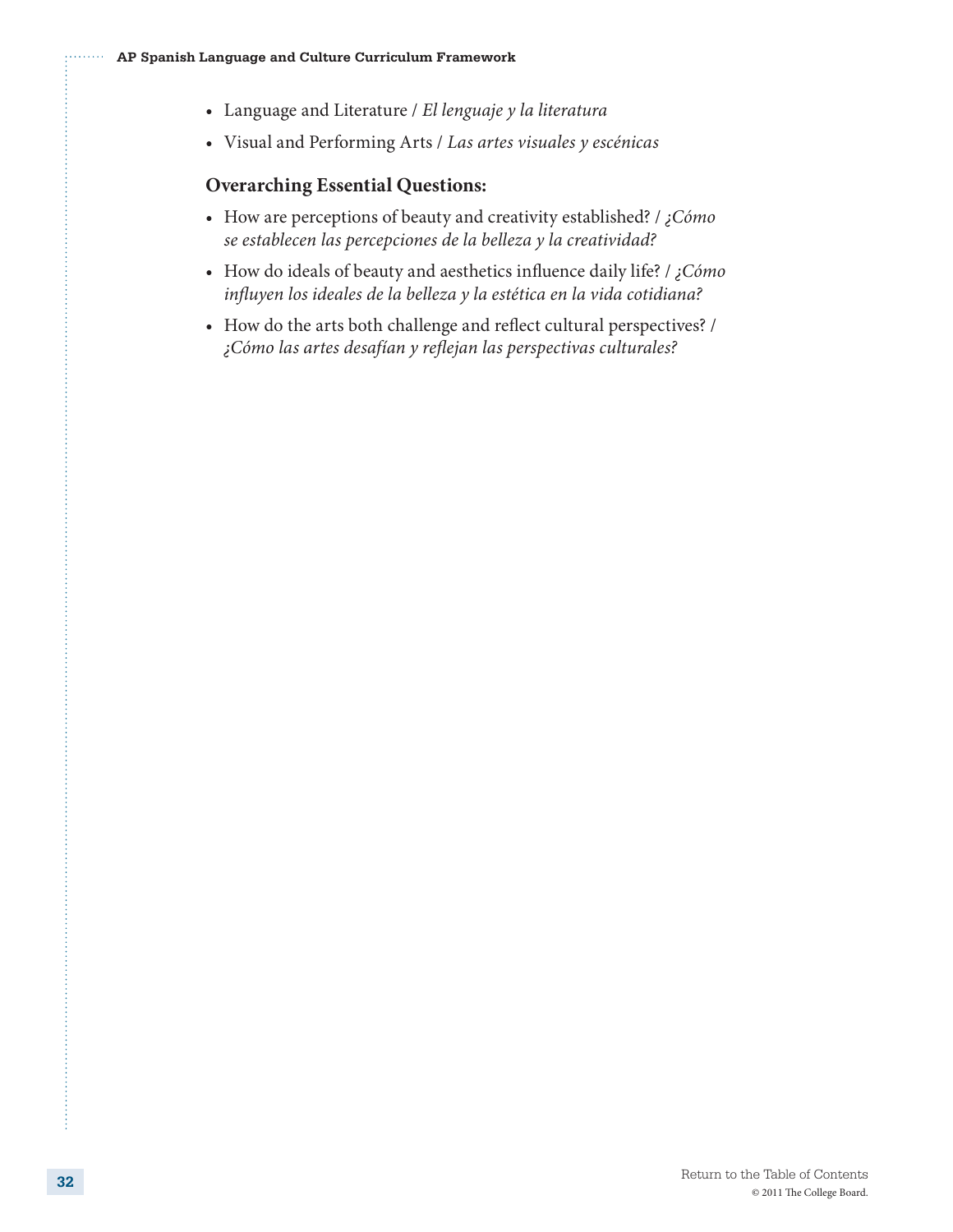- Language and Literature / *El lenguaje y la literatura*
- Visual and Performing Arts / *Las artes visuales y escénicas*

**Overarching Essential Questions:**

- How are perceptions of beauty and creativity established? / *¿Cómo se establecen las percepciones de la belleza y la creatividad?*
- How do ideals of beauty and aesthetics influence daily life? / *¿Cómo influyen los ideales de la belleza y la estética en la vida cotidiana?*
- How do the arts both challenge and reflect cultural perspectives? / *¿Cómo las artes desafían y reflejan las perspectivas culturales?*